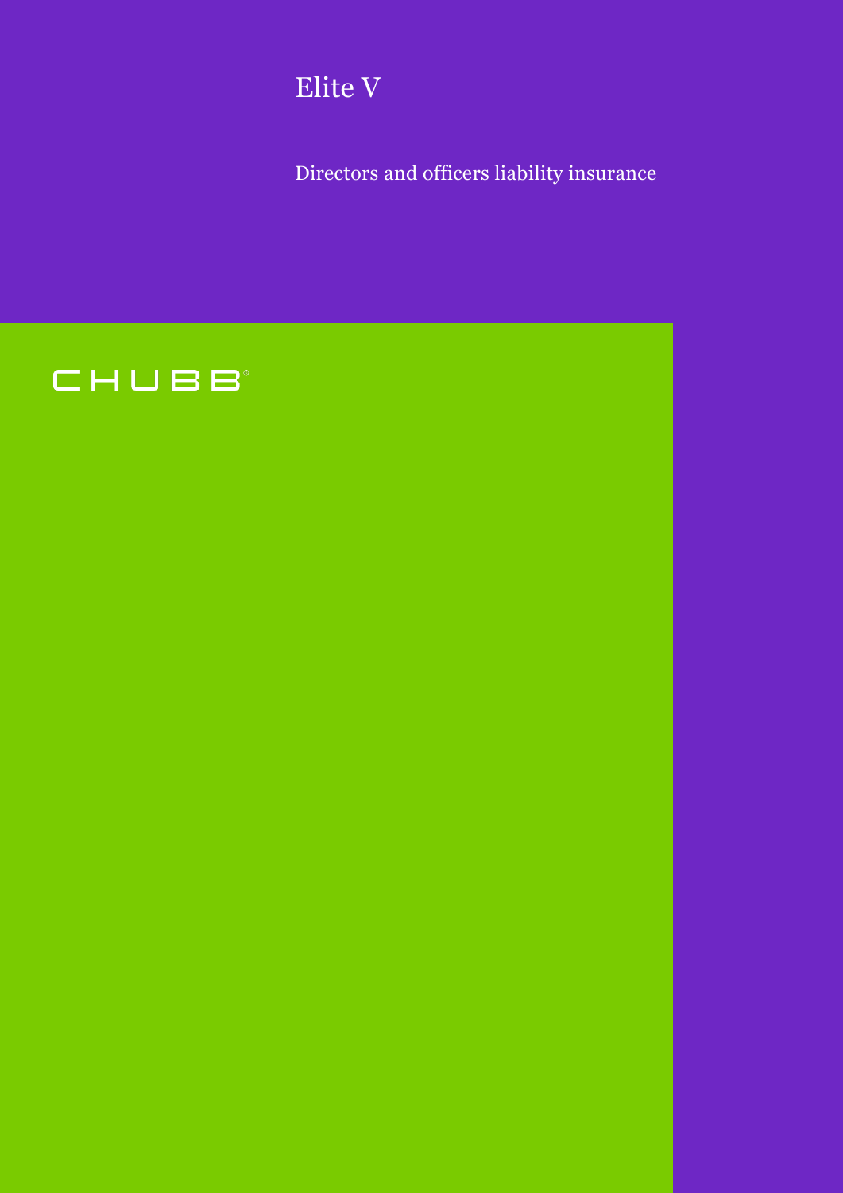# Elite V

Directors and officers liability insurance

CHUBB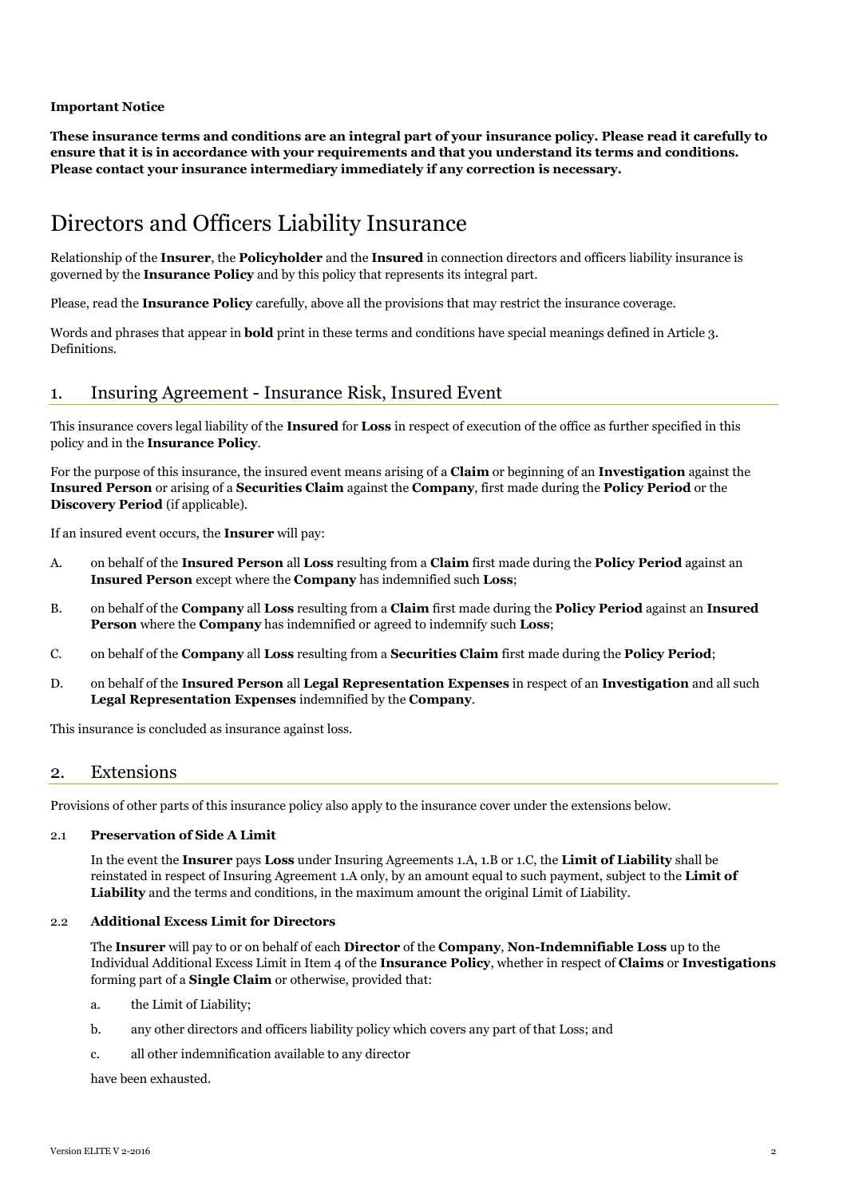**Important Notice**

**These insurance terms and conditions are an integral part of your insurance policy. Please read it carefully to ensure that it is in accordance with your requirements and that you understand its terms and conditions. Please contact your insurance intermediary immediately if any correction is necessary.**

# Directors and Officers Liability Insurance

Relationship of the **Insurer**, the **Policyholder** and the **Insured** in connection directors and officers liability insurance is governed by the **Insurance Policy** and by this policy that represents its integral part.

Please, read the **Insurance Policy** carefully, above all the provisions that may restrict the insurance coverage.

Words and phrases that appear in **bold** print in these terms and conditions have special meanings defined in Article 3. Definitions.

## 1. Insuring Agreement - Insurance Risk, Insured Event

This insurance covers legal liability of the **Insured** for **Loss** in respect of execution of the office as further specified in this policy and in the **Insurance Policy**.

For the purpose of this insurance, the insured event means arising of a **Claim** or beginning of an **Investigation** against the **Insured Person** or arising of a **Securities Claim** against the **Company**, first made during the **Policy Period** or the **Discovery Period** (if applicable).

If an insured event occurs, the **Insurer** will pay:

A. on behalf of the **Insured Person** all **Loss** resulting from a **Claim** first made during the **Policy Period** against an **Insured Person** except where the **Company** has indemnified such **Loss**;

B. on behalf of the **Company** all **Loss** resulting from a **Claim** first made during the **Policy Period** against an **Insured Person** where the **Company** has indemnified or agreed to indemnify such **Loss**;

C. on behalf of the **Company** all **Loss** resulting from a **Securities Claim** first made during the **Policy Period**;

D. on behalf of the **Insured Person** all **Legal Representation Expenses** in respect of an **Investigation** and all such **Legal Representation Expenses** indemnified by the **Company**.

This insurance is concluded as insurance against loss.

## 2. Extensions

Provisions of other parts of this insurance policy also apply to the insurance cover under the extensions below.

### 2.1 Preservation of Side A Limit

In the event the **Insurer** pays **Loss** under Insuring Agreements 1.A, 1.B or 1.C, the **Limit of Liability** shall be reinstated in respect of Insuring Agreement 1.A only, by an amount equal to such payment, subject to the **Limit of Liability** and the terms and conditions, in the maximum amount the original Limit of Liability.

### 2.2 Additional Excess Limit for Directors

The **Insurer** will pay to or on behalf of each **Director** of the **Company**, **Non-Indemnifiable Loss** up to the Individual Additional Excess Limit in Item 4 of the **Insurance Policy**, whether in respect of **Claims** or **Investigations** forming part of a **Single Claim** or otherwise, provided that:

a. the Limit of Liability;

b. any other directors and officers liability policy which covers any part of that Loss; and

c. all other indemnification available to any director

have been exhausted.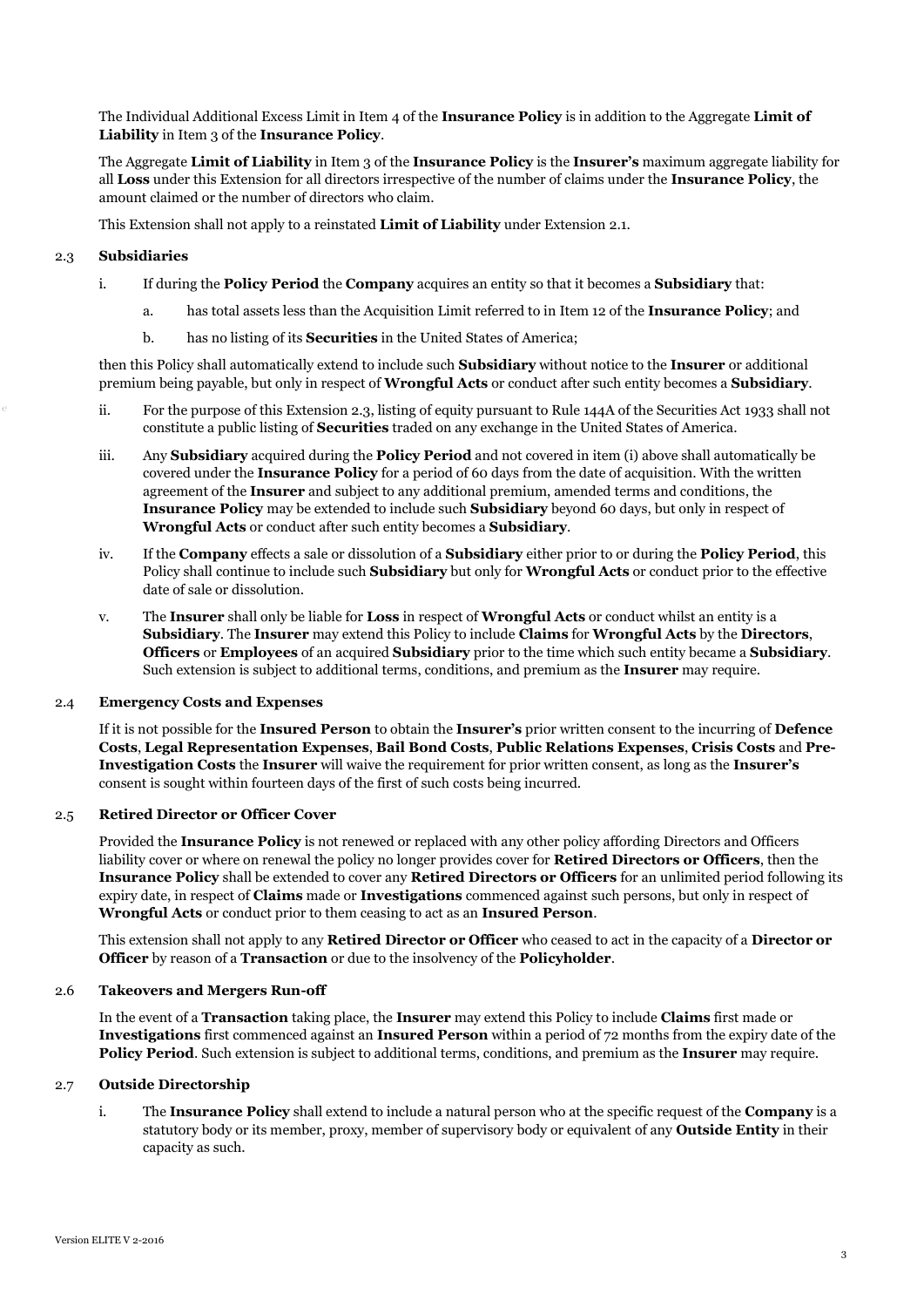The Individual Additional Excess Limit in Item 4 of the **Insurance Policy** is in addition to the Aggregate **Limit of Liability** in Item 3 of the **Insurance Policy**.

The Aggregate **Limit of Liability** in Item 3 of the **Insurance Policy** is the **Insurer's** maximum aggregate liability for all **Loss** under this Extension for all directors irrespective of the number of claims under the **Insurance Policy**, the amount claimed or the number of directors who claim.

This Extension shall not apply to a reinstated **Limit of Liability** under Extension 2.1.

2.3 **Subsidiaries**

i. If during the **Policy Period** the **Company** acquires an entity so that it becomes a **Subsidiary** that:

   a. has total assets less than the Acquisition Limit referred to in Item 12 of the **Insurance Policy**; and

   b. has no listing of its **Securities** in the United States of America;

then this Policy shall automatically extend to include such **Subsidiary** without notice to the **Insurer** or additional premium being payable, but only in respect of **Wrongful Acts** or conduct after such entity becomes a **Subsidiary**.

ii. For the purpose of this Extension 2.3, listing of equity pursuant to Rule 144A of the Securities Act 1933 shall not constitute a public listing of **Securities** traded on any exchange in the United States of America.

iii. Any **Subsidiary** acquired during the **Policy Period** and not covered in item (i) above shall automatically be covered under the **Insurance Policy** for a period of 60 days from the date of acquisition. With the written agreement of the **Insurer** and subject to any additional premium, amended terms and conditions, the **Insurance Policy** may be extended to include such **Subsidiary** beyond 60 days, but only in respect of **Wrongful Acts** or conduct after such entity becomes a **Subsidiary**.

iv. If the **Company** effects a sale or dissolution of a **Subsidiary** either prior to or during the **Policy Period**, this Policy shall continue to include such **Subsidiary** but only for **Wrongful Acts** or conduct prior to the effective date of sale or dissolution.

v. The **Insurer** shall only be liable for **Loss** in respect of **Wrongful Acts** or conduct whilst an entity is a **Subsidiary**. The **Insurer** may extend this Policy to include **Claims** for **Wrongful Acts** by the **Directors**, **Officers** or **Employees** of an acquired **Subsidiary** prior to the time which such entity became a **Subsidiary**. Such extension is subject to additional terms, conditions, and premium as the **Insurer** may require.

2.4 **Emergency Costs and Expenses**

If it is not possible for the **Insured Person** to obtain the **Insurer's** prior written consent to the incurring of **Defence Costs**, **Legal Representation Expenses**, **Bail Bond Costs**, **Public Relations Expenses**, **Crisis Costs** and **Pre-Investigation Costs** the **Insurer** will waive the requirement for prior written consent, as long as the **Insurer's** consent is sought within fourteen days of the first of such costs being incurred.

2.5 **Retired Director or Officer Cover**

Provided the **Insurance Policy** is not renewed or replaced with any other policy affording Directors and Officers liability cover or where on renewal the policy no longer provides cover for **Retired Directors or Officers**, then the **Insurance Policy** shall be extended to cover any **Retired Directors or Officers** for an unlimited period following its expiry date, in respect of **Claims** made or **Investigations** commenced against such persons, but only in respect of **Wrongful Acts** or conduct prior to them ceasing to act as an **Insured Person**.

This extension shall not apply to any **Retired Director or Officer** who ceased to act in the capacity of a **Director or Officer** by reason of a **Transaction** or due to the insolvency of the **Policyholder**.

2.6 **Takeovers and Mergers Run-off**

In the event of a **Transaction** taking place, the **Insurer** may extend this Policy to include **Claims** first made or **Investigations** first commenced against an **Insured Person** within a period of 72 months from the expiry date of the **Policy Period**. Such extension is subject to additional terms, conditions, and premium as the **Insurer** may require.

2.7 **Outside Directorship**

i. The **Insurance Policy** shall extend to include a natural person who at the specific request of the **Company** is a statutory body or its member, proxy, member of supervisory body or equivalent of any **Outside Entity** in their capacity as such.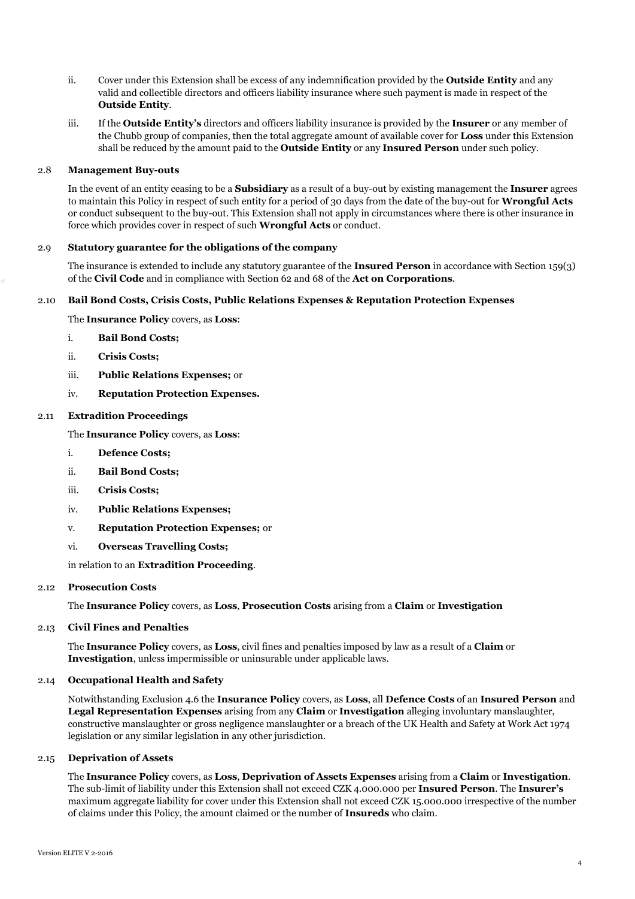ii. Cover under this Extension shall be excess of any indemnification provided by the **Outside Entity** and any valid and collectible directors and officers liability insurance where such payment is made in respect of the **Outside Entity**.

iii. If the **Outside Entity's** directors and officers liability insurance is provided by the **Insurer** or any member of the Chubb group of companies, then the total aggregate amount of available cover for **Loss** under this Extension shall be reduced by the amount paid to the **Outside Entity** or any **Insured Person** under such policy.

### 2.8 Management Buy-outs

In the event of an entity ceasing to be a **Subsidiary** as a result of a buy-out by existing management the **Insurer** agrees to maintain this Policy in respect of such entity for a period of 30 days from the date of the buy-out for **Wrongful Acts** or conduct subsequent to the buy-out. This Extension shall not apply in circumstances where there is other insurance in force which provides cover in respect of such **Wrongful Acts** or conduct.

### 2.9 Statutory guarantee for the obligations of the company

The insurance is extended to include any statutory guarantee of the **Insured Person** in accordance with Section 159(3) of the **Civil Code** and in compliance with Section 62 and 68 of the **Act on Corporations**.

### 2.10 Bail Bond Costs, Crisis Costs, Public Relations Expenses & Reputation Protection Expenses

The **Insurance Policy** covers, as **Loss**:

i. **Bail Bond Costs;**

ii. **Crisis Costs;**

iii. **Public Relations Expenses;** or

iv. **Reputation Protection Expenses.**

### 2.11 Extradition Proceedings

The **Insurance Policy** covers, as **Loss**:

i. **Defence Costs;**

ii. **Bail Bond Costs;**

iii. **Crisis Costs;**

iv. **Public Relations Expenses;**

v. **Reputation Protection Expenses;** or

vi. **Overseas Travelling Costs;**

in relation to an **Extradition Proceeding**.

### 2.12 Prosecution Costs

The **Insurance Policy** covers, as **Loss**, **Prosecution Costs** arising from a **Claim** or **Investigation**

### 2.13 Civil Fines and Penalties

The **Insurance Policy** covers, as **Loss**, civil fines and penalties imposed by law as a result of a **Claim** or **Investigation**, unless impermissible or uninsurable under applicable laws.

### 2.14 Occupational Health and Safety

Notwithstanding Exclusion 4.6 the **Insurance Policy** covers, as **Loss**, all **Defence Costs** of an **Insured Person** and **Legal Representation Expenses** arising from any **Claim** or **Investigation** alleging involuntary manslaughter, constructive manslaughter or gross negligence manslaughter or a breach of the UK Health and Safety at Work Act 1974 legislation or any similar legislation in any other jurisdiction.

### 2.15 Deprivation of Assets

The **Insurance Policy** covers, as **Loss**, **Deprivation of Assets Expenses** arising from a **Claim** or **Investigation**. The sub-limit of liability under this Extension shall not exceed CZK 4.000.000 per **Insured Person**. The **Insurer's** maximum aggregate liability for cover under this Extension shall not exceed CZK 15.000.000 irrespective of the number of claims under this Policy, the amount claimed or the number of **Insureds** who claim.

Version ELITE V 2-2016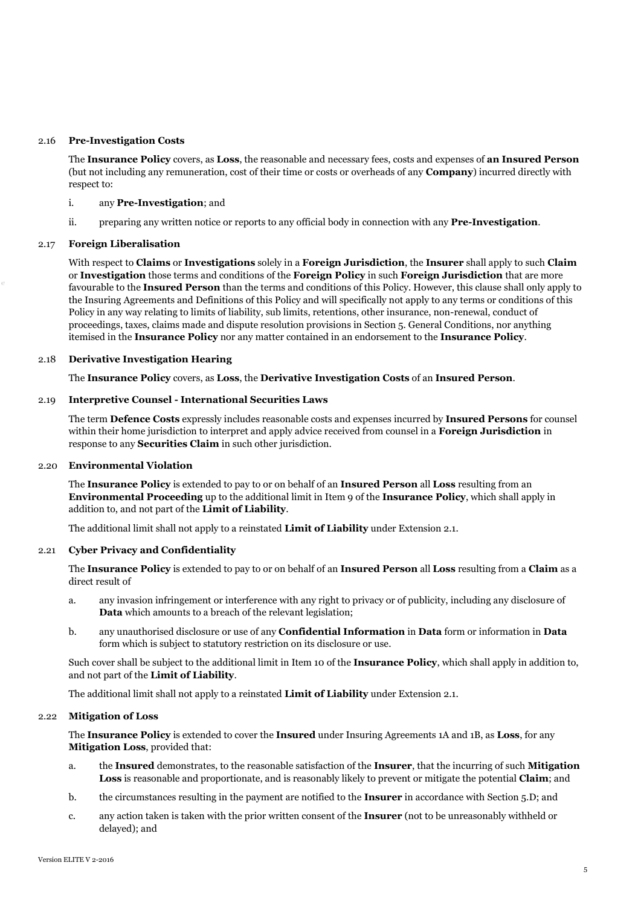### 2.16 **Pre-Investigation Costs**

The **Insurance Policy** covers, as **Loss**, the reasonable and necessary fees, costs and expenses of **an Insured Person** (but not including any remuneration, cost of their time or costs or overheads of any **Company**) incurred directly with respect to:

i. any **Pre-Investigation**; and

ii. preparing any written notice or reports to any official body in connection with any **Pre-Investigation**.

### 2.17 **Foreign Liberalisation**

With respect to **Claims** or **Investigations** solely in a **Foreign Jurisdiction**, the **Insurer** shall apply to such **Claim** or **Investigation** those terms and conditions of the **Foreign Policy** in such **Foreign Jurisdiction** that are more favourable to the **Insured Person** than the terms and conditions of this Policy. However, this clause shall only apply to the Insuring Agreements and Definitions of this Policy and will specifically not apply to any terms or conditions of this Policy in any way relating to limits of liability, sub limits, retentions, other insurance, non-renewal, conduct of proceedings, taxes, claims made and dispute resolution provisions in Section 5. General Conditions, nor anything itemised in the **Insurance Policy** nor any matter contained in an endorsement to the **Insurance Policy**.

### 2.18 **Derivative Investigation Hearing**

The **Insurance Policy** covers, as **Loss**, the **Derivative Investigation Costs** of an **Insured Person**.

### 2.19 **Interpretive Counsel - International Securities Laws**

The term **Defence Costs** expressly includes reasonable costs and expenses incurred by **Insured Persons** for counsel within their home jurisdiction to interpret and apply advice received from counsel in a **Foreign Jurisdiction** in response to any **Securities Claim** in such other jurisdiction.

### 2.20 **Environmental Violation**

The **Insurance Policy** is extended to pay to or on behalf of an **Insured Person** all **Loss** resulting from an **Environmental Proceeding** up to the additional limit in Item 9 of the **Insurance Policy**, which shall apply in addition to, and not part of the **Limit of Liability**.

The additional limit shall not apply to a reinstated **Limit of Liability** under Extension 2.1.

### 2.21 **Cyber Privacy and Confidentiality**

The **Insurance Policy** is extended to pay to or on behalf of an **Insured Person** all **Loss** resulting from a **Claim** as a direct result of

a. any invasion infringement or interference with any right to privacy or of publicity, including any disclosure of **Data** which amounts to a breach of the relevant legislation;

b. any unauthorised disclosure or use of any **Confidential Information** in **Data** form or information in **Data** form which is subject to statutory restriction on its disclosure or use.

Such cover shall be subject to the additional limit in Item 10 of the **Insurance Policy**, which shall apply in addition to, and not part of the **Limit of Liability**.

The additional limit shall not apply to a reinstated **Limit of Liability** under Extension 2.1.

### 2.22 **Mitigation of Loss**

The **Insurance Policy** is extended to cover the **Insured** under Insuring Agreements 1A and 1B, as **Loss**, for any **Mitigation Loss**, provided that:

a. the **Insured** demonstrates, to the reasonable satisfaction of the **Insurer**, that the incurring of such **Mitigation Loss** is reasonable and proportionate, and is reasonably likely to prevent or mitigate the potential **Claim**; and

b. the circumstances resulting in the payment are notified to the **Insurer** in accordance with Section 5.D; and

c. any action taken is taken with the prior written consent of the **Insurer** (not to be unreasonably withheld or delayed); and

Version ELITE V 2-2016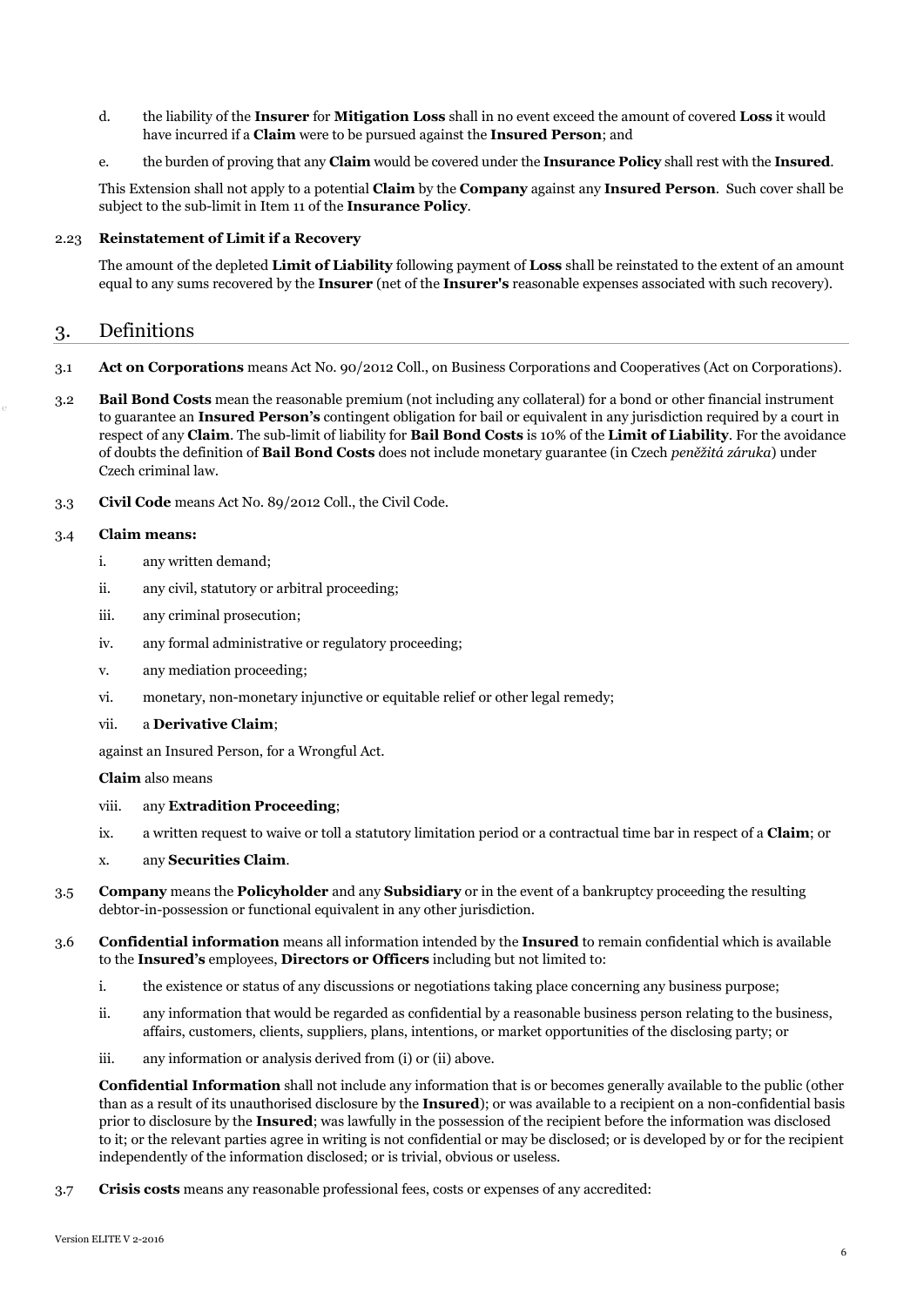d. the liability of the **Insurer** for **Mitigation Loss** shall in no event exceed the amount of covered **Loss** it would have incurred if a **Claim** were to be pursued against the **Insured Person**; and

e. the burden of proving that any **Claim** would be covered under the **Insurance Policy** shall rest with the **Insured**.

This Extension shall not apply to a potential **Claim** by the **Company** against any **Insured Person**. Such cover shall be subject to the sub-limit in Item 11 of the **Insurance Policy**.

2.23 **Reinstatement of Limit if a Recovery**

The amount of the depleted **Limit of Liability** following payment of **Loss** shall be reinstated to the extent of an amount equal to any sums recovered by the **Insurer** (net of the **Insurer's** reasonable expenses associated with such recovery).

## 3. Definitions

3.1 **Act on Corporations** means Act No. 90/2012 Coll., on Business Corporations and Cooperatives (Act on Corporations).

3.2 **Bail Bond Costs** mean the reasonable premium (not including any collateral) for a bond or other financial instrument to guarantee an **Insured Person's** contingent obligation for bail or equivalent in any jurisdiction required by a court in respect of any **Claim**. The sub-limit of liability for **Bail Bond Costs** is 10% of the **Limit of Liability**. For the avoidance of doubts the definition of **Bail Bond Costs** does not include monetary guarantee (in Czech *peněžitá záruka*) under Czech criminal law.

3.3 **Civil Code** means Act No. 89/2012 Coll., the Civil Code.

3.4 **Claim means:**

i. any written demand;

ii. any civil, statutory or arbitral proceeding;

iii. any criminal prosecution;

iv. any formal administrative or regulatory proceeding;

v. any mediation proceeding;

vi. monetary, non-monetary injunctive or equitable relief or other legal remedy;

vii. a **Derivative Claim**;

against an Insured Person, for a Wrongful Act.

**Claim** also means

viii. any **Extradition Proceeding**;

ix. a written request to waive or toll a statutory limitation period or a contractual time bar in respect of a **Claim**; or

x. any **Securities Claim**.

3.5 **Company** means the **Policyholder** and any **Subsidiary** or in the event of a bankruptcy proceeding the resulting debtor-in-possession or functional equivalent in any other jurisdiction.

3.6 **Confidential information** means all information intended by the **Insured** to remain confidential which is available to the **Insured's** employees, **Directors or Officers** including but not limited to:

i. the existence or status of any discussions or negotiations taking place concerning any business purpose;

ii. any information that would be regarded as confidential by a reasonable business person relating to the business, affairs, customers, clients, suppliers, plans, intentions, or market opportunities of the disclosing party; or

iii. any information or analysis derived from (i) or (ii) above.

**Confidential Information** shall not include any information that is or becomes generally available to the public (other than as a result of its unauthorised disclosure by the **Insured**); or was available to a recipient on a non-confidential basis prior to disclosure by the **Insured**; was lawfully in the possession of the recipient before the information was disclosed to it; or the relevant parties agree in writing is not confidential or may be disclosed; or is developed by or for the recipient independently of the information disclosed; or is trivial, obvious or useless.

3.7 **Crisis costs** means any reasonable professional fees, costs or expenses of any accredited: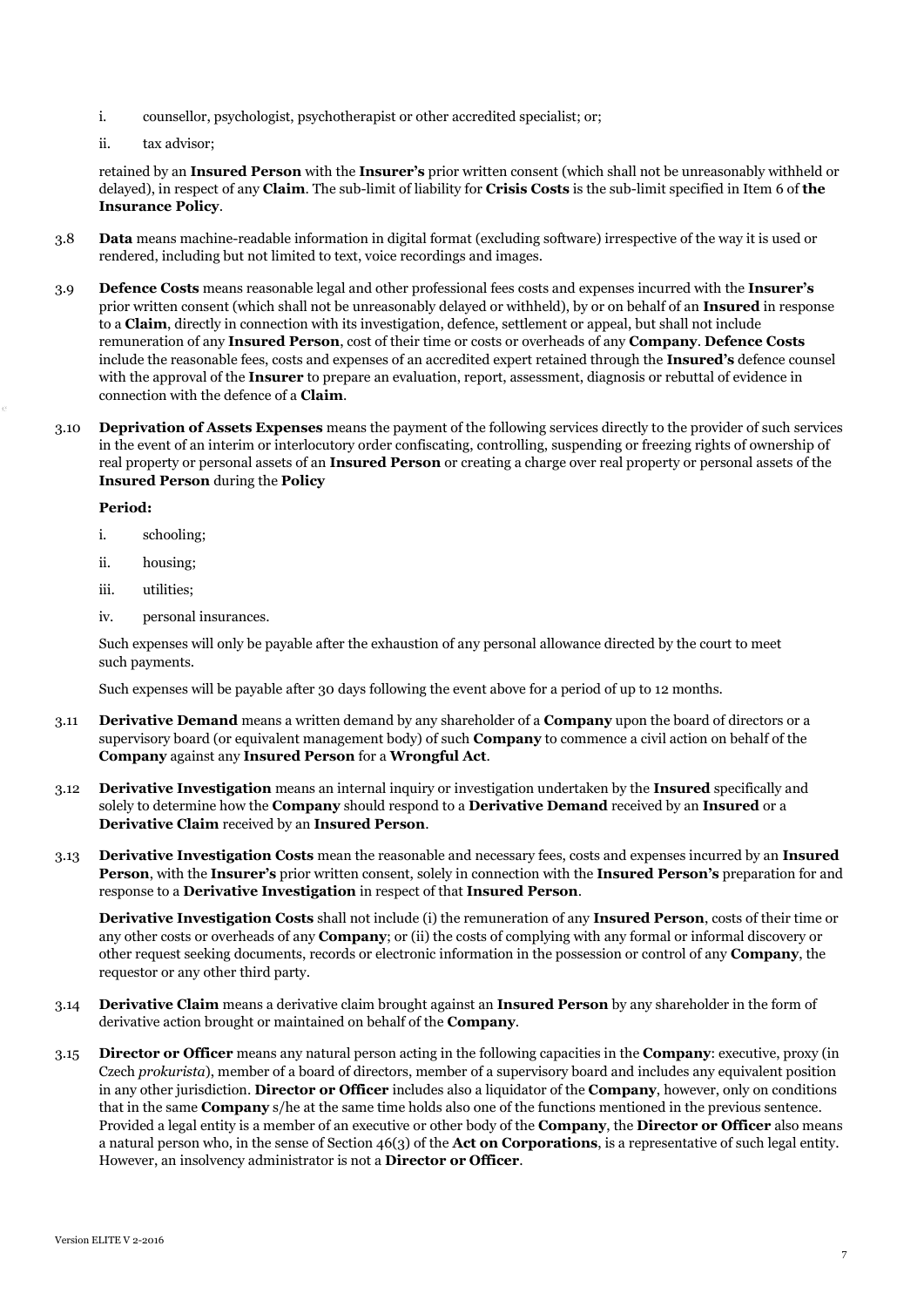i. counsellor, psychologist, psychotherapist or other accredited specialist; or;

ii. tax advisor;

retained by an **Insured Person** with the **Insurer's** prior written consent (which shall not be unreasonably withheld or delayed), in respect of any **Claim**. The sub-limit of liability for **Crisis Costs** is the sub-limit specified in Item 6 of **the Insurance Policy**.

3.8 **Data** means machine-readable information in digital format (excluding software) irrespective of the way it is used or rendered, including but not limited to text, voice recordings and images.

3.9 **Defence Costs** means reasonable legal and other professional fees costs and expenses incurred with the **Insurer's** prior written consent (which shall not be unreasonably delayed or withheld), by or on behalf of an **Insured** in response to a **Claim**, directly in connection with its investigation, defence, settlement or appeal, but shall not include remuneration of any **Insured Person**, cost of their time or costs or overheads of any **Company**. **Defence Costs** include the reasonable fees, costs and expenses of an accredited expert retained through the **Insured's** defence counsel with the approval of the **Insurer** to prepare an evaluation, report, assessment, diagnosis or rebuttal of evidence in connection with the defence of a **Claim**.

3.10 **Deprivation of Assets Expenses** means the payment of the following services directly to the provider of such services in the event of an interim or interlocutory order confiscating, controlling, suspending or freezing rights of ownership of real property or personal assets of an **Insured Person** or creating a charge over real property or personal assets of the **Insured Person** during the **Policy**

**Period:**

i. schooling;

ii. housing;

iii. utilities;

iv. personal insurances.

Such expenses will only be payable after the exhaustion of any personal allowance directed by the court to meet such payments.

Such expenses will be payable after 30 days following the event above for a period of up to 12 months.

3.11 **Derivative Demand** means a written demand by any shareholder of a **Company** upon the board of directors or a supervisory board (or equivalent management body) of such **Company** to commence a civil action on behalf of the **Company** against any **Insured Person** for a **Wrongful Act**.

3.12 **Derivative Investigation** means an internal inquiry or investigation undertaken by the **Insured** specifically and solely to determine how the **Company** should respond to a **Derivative Demand** received by an **Insured** or a **Derivative Claim** received by an **Insured Person**.

3.13 **Derivative Investigation Costs** mean the reasonable and necessary fees, costs and expenses incurred by an **Insured Person**, with the **Insurer's** prior written consent, solely in connection with the **Insured Person's** preparation for and response to a **Derivative Investigation** in respect of that **Insured Person**.

**Derivative Investigation Costs** shall not include (i) the remuneration of any **Insured Person**, costs of their time or any other costs or overheads of any **Company**; or (ii) the costs of complying with any formal or informal discovery or other request seeking documents, records or electronic information in the possession or control of any **Company**, the requestor or any other third party.

3.14 **Derivative Claim** means a derivative claim brought against an **Insured Person** by any shareholder in the form of derivative action brought or maintained on behalf of the **Company**.

3.15 **Director or Officer** means any natural person acting in the following capacities in the **Company**: executive, proxy (in Czech *prokurista*), member of a board of directors, member of a supervisory board and includes any equivalent position in any other jurisdiction. **Director or Officer** includes also a liquidator of the **Company**, however, only on conditions that in the same **Company** s/he at the same time holds also one of the functions mentioned in the previous sentence. Provided a legal entity is a member of an executive or other body of the **Company**, the **Director or Officer** also means a natural person who, in the sense of Section 46(3) of the **Act on Corporations**, is a representative of such legal entity. However, an insolvency administrator is not a **Director or Officer**.

Version ELITE V 2-2016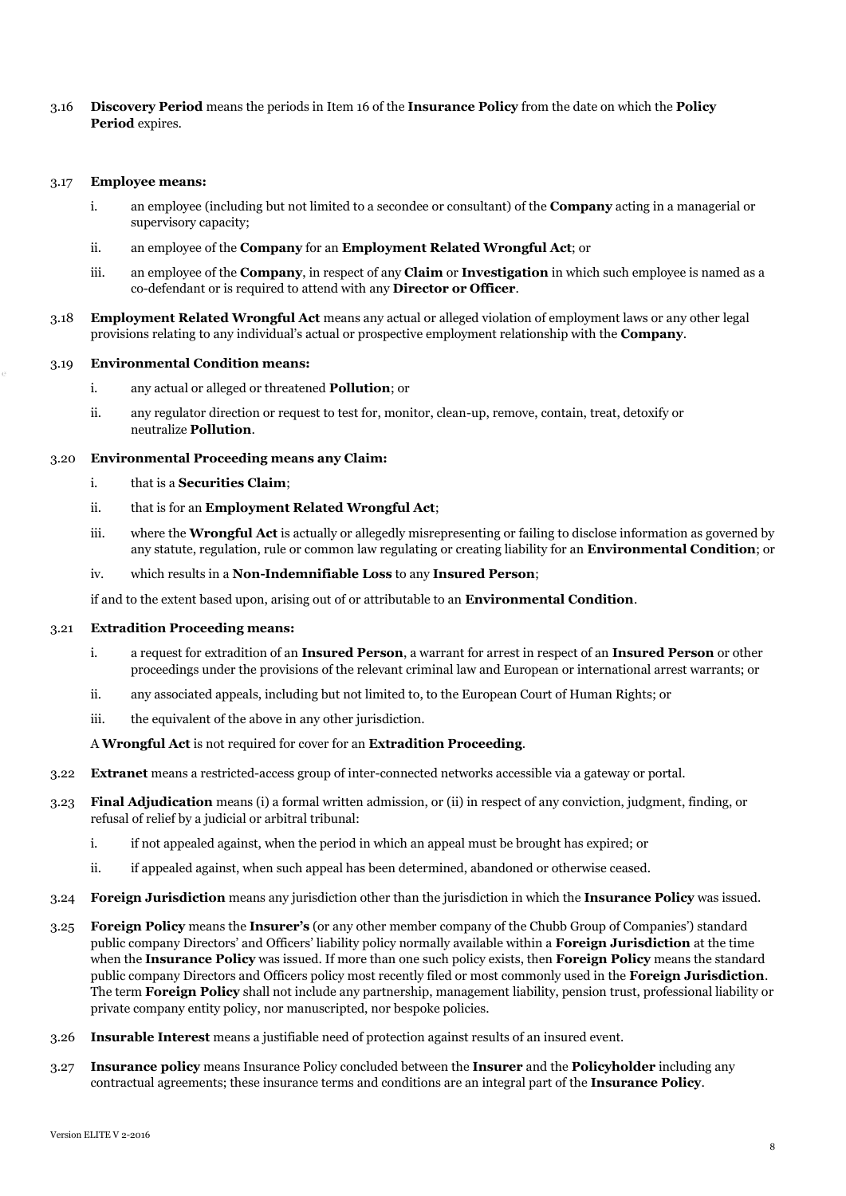3.16 **Discovery Period** means the periods in Item 16 of the **Insurance Policy** from the date on which the **Policy Period** expires.

3.17 **Employee means:**

i. an employee (including but not limited to a secondee or consultant) of the **Company** acting in a managerial or supervisory capacity;

ii. an employee of the **Company** for an **Employment Related Wrongful Act**; or

iii. an employee of the **Company**, in respect of any **Claim** or **Investigation** in which such employee is named as a co-defendant or is required to attend with any **Director or Officer**.

3.18 **Employment Related Wrongful Act** means any actual or alleged violation of employment laws or any other legal provisions relating to any individual's actual or prospective employment relationship with the **Company**.

3.19 **Environmental Condition means:**

i. any actual or alleged or threatened **Pollution**; or

ii. any regulator direction or request to test for, monitor, clean-up, remove, contain, treat, detoxify or neutralize **Pollution**.

3.20 **Environmental Proceeding means any Claim:**

i. that is a **Securities Claim**;

ii. that is for an **Employment Related Wrongful Act**;

iii. where the **Wrongful Act** is actually or allegedly misrepresenting or failing to disclose information as governed by any statute, regulation, rule or common law regulating or creating liability for an **Environmental Condition**; or

iv. which results in a **Non-Indemnifiable Loss** to any **Insured Person**;

if and to the extent based upon, arising out of or attributable to an **Environmental Condition**.

3.21 **Extradition Proceeding means:**

i. a request for extradition of an **Insured Person**, a warrant for arrest in respect of an **Insured Person** or other proceedings under the provisions of the relevant criminal law and European or international arrest warrants; or

ii. any associated appeals, including but not limited to, to the European Court of Human Rights; or

iii. the equivalent of the above in any other jurisdiction.

A **Wrongful Act** is not required for cover for an **Extradition Proceeding**.

3.22 **Extranet** means a restricted-access group of inter-connected networks accessible via a gateway or portal.

3.23 **Final Adjudication** means (i) a formal written admission, or (ii) in respect of any conviction, judgment, finding, or refusal of relief by a judicial or arbitral tribunal:

i. if not appealed against, when the period in which an appeal must be brought has expired; or

ii. if appealed against, when such appeal has been determined, abandoned or otherwise ceased.

3.24 **Foreign Jurisdiction** means any jurisdiction other than the jurisdiction in which the **Insurance Policy** was issued.

3.25 **Foreign Policy** means the **Insurer's** (or any other member company of the Chubb Group of Companies') standard public company Directors' and Officers' liability policy normally available within a **Foreign Jurisdiction** at the time when the **Insurance Policy** was issued. If more than one such policy exists, then **Foreign Policy** means the standard public company Directors and Officers policy most recently filed or most commonly used in the **Foreign Jurisdiction**. The term **Foreign Policy** shall not include any partnership, management liability, pension trust, professional liability or private company entity policy, nor manuscripted, nor bespoke policies.

3.26 **Insurable Interest** means a justifiable need of protection against results of an insured event.

3.27 **Insurance policy** means Insurance Policy concluded between the **Insurer** and the **Policyholder** including any contractual agreements; these insurance terms and conditions are an integral part of the **Insurance Policy**.

Version ELITE V 2-2016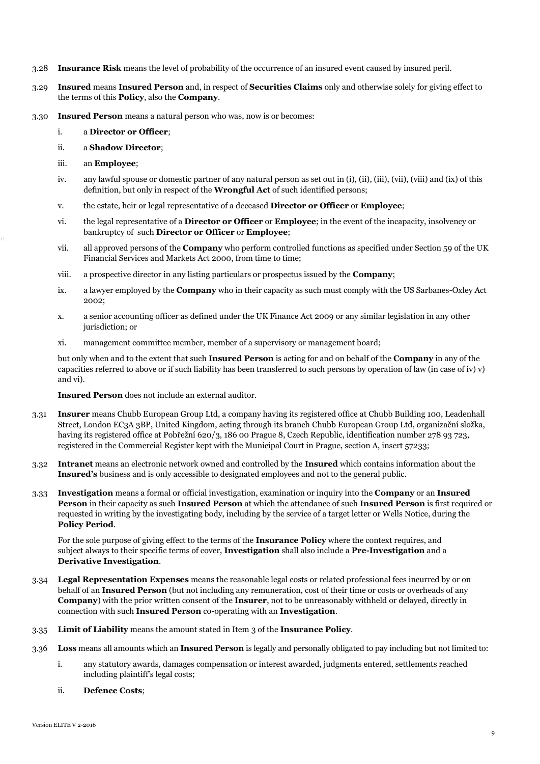3.28 **Insurance Risk** means the level of probability of the occurrence of an insured event caused by insured peril.

3.29 **Insured** means **Insured Person** and, in respect of **Securities Claims** only and otherwise solely for giving effect to the terms of this **Policy**, also the **Company**.

3.30 **Insured Person** means a natural person who was, now is or becomes:

i. a **Director or Officer**;

ii. a **Shadow Director**;

iii. an **Employee**;

iv. any lawful spouse or domestic partner of any natural person as set out in (i), (ii), (iii), (vii), (viii) and (ix) of this definition, but only in respect of the **Wrongful Act** of such identified persons;

v. the estate, heir or legal representative of a deceased **Director or Officer** or **Employee**;

vi. the legal representative of a **Director or Officer** or **Employee**; in the event of the incapacity, insolvency or bankruptcy of such **Director or Officer** or **Employee**;

vii. all approved persons of the **Company** who perform controlled functions as specified under Section 59 of the UK Financial Services and Markets Act 2000, from time to time;

viii. a prospective director in any listing particulars or prospectus issued by the **Company**;

ix. a lawyer employed by the **Company** who in their capacity as such must comply with the US Sarbanes-Oxley Act 2002;

x. a senior accounting officer as defined under the UK Finance Act 2009 or any similar legislation in any other jurisdiction; or

xi. management committee member, member of a supervisory or management board;

but only when and to the extent that such **Insured Person** is acting for and on behalf of the **Company** in any of the capacities referred to above or if such liability has been transferred to such persons by operation of law (in case of iv) v) and vi).

**Insured Person** does not include an external auditor.

3.31 **Insurer** means Chubb European Group Ltd, a company having its registered office at Chubb Building 100, Leadenhall Street, London EC3A 3BP, United Kingdom, acting through its branch Chubb European Group Ltd, organizační složka, having its registered office at Pobřežní 620/3, 186 00 Prague 8, Czech Republic, identification number 278 93 723, registered in the Commercial Register kept with the Municipal Court in Prague, section A, insert 57233;

3.32 **Intranet** means an electronic network owned and controlled by the **Insured** which contains information about the **Insured's** business and is only accessible to designated employees and not to the general public.

3.33 **Investigation** means a formal or official investigation, examination or inquiry into the **Company** or an **Insured Person** in their capacity as such **Insured Person** at which the attendance of such **Insured Person** is first required or requested in writing by the investigating body, including by the service of a target letter or Wells Notice, during the **Policy Period**.

For the sole purpose of giving effect to the terms of the **Insurance Policy** where the context requires, and subject always to their specific terms of cover, **Investigation** shall also include a **Pre-Investigation** and a **Derivative Investigation**.

3.34 **Legal Representation Expenses** means the reasonable legal costs or related professional fees incurred by or on behalf of an **Insured Person** (but not including any remuneration, cost of their time or costs or overheads of any **Company**) with the prior written consent of the **Insurer**, not to be unreasonably withheld or delayed, directly in connection with such **Insured Person** co-operating with an **Investigation**.

3.35 **Limit of Liability** means the amount stated in Item 3 of the **Insurance Policy**.

3.36 **Loss** means all amounts which an **Insured Person** is legally and personally obligated to pay including but not limited to:

i. any statutory awards, damages compensation or interest awarded, judgments entered, settlements reached including plaintiff's legal costs;

ii. **Defence Costs**;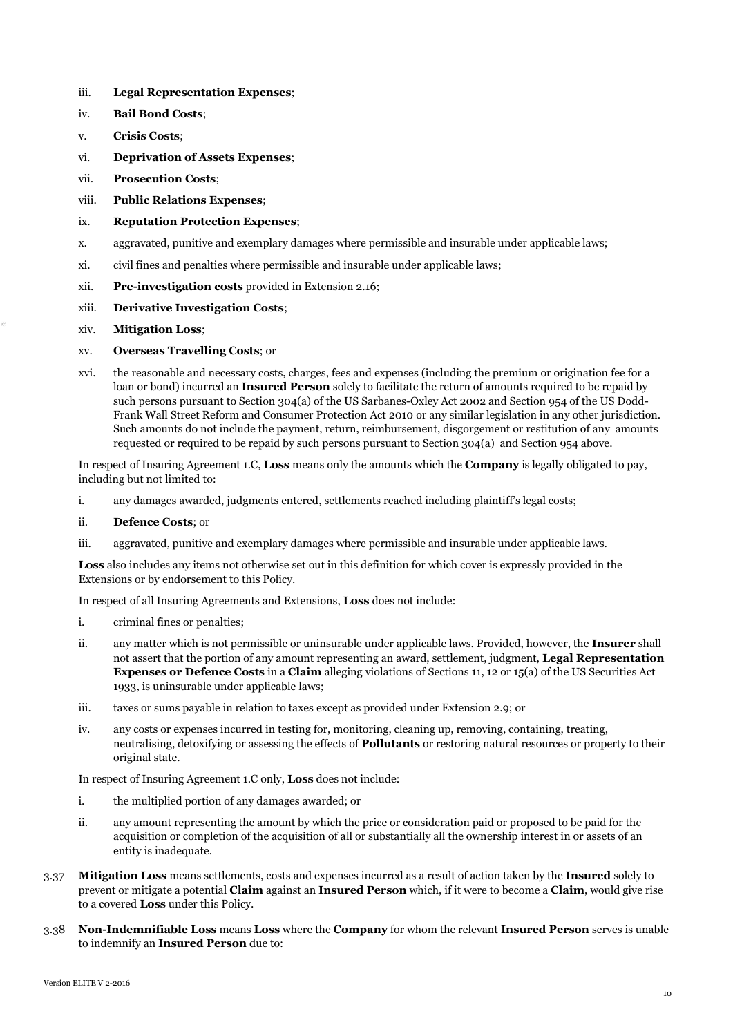iii. **Legal Representation Expenses**;

iv. **Bail Bond Costs**;

v. **Crisis Costs**;

vi. **Deprivation of Assets Expenses**;

vii. **Prosecution Costs**;

viii. **Public Relations Expenses**;

ix. **Reputation Protection Expenses**;

x. aggravated, punitive and exemplary damages where permissible and insurable under applicable laws;

xi. civil fines and penalties where permissible and insurable under applicable laws;

xii. **Pre-investigation costs** provided in Extension 2.16;

xiii. **Derivative Investigation Costs**;

xiv. **Mitigation Loss**;

xv. **Overseas Travelling Costs**; or

xvi. the reasonable and necessary costs, charges, fees and expenses (including the premium or origination fee for a loan or bond) incurred an **Insured Person** solely to facilitate the return of amounts required to be repaid by such persons pursuant to Section 304(a) of the US Sarbanes-Oxley Act 2002 and Section 954 of the US Dodd-Frank Wall Street Reform and Consumer Protection Act 2010 or any similar legislation in any other jurisdiction. Such amounts do not include the payment, return, reimbursement, disgorgement or restitution of any amounts requested or required to be repaid by such persons pursuant to Section 304(a) and Section 954 above.

In respect of Insuring Agreement 1.C, **Loss** means only the amounts which the **Company** is legally obligated to pay, including but not limited to:

i. any damages awarded, judgments entered, settlements reached including plaintiff's legal costs;

ii. **Defence Costs**; or

iii. aggravated, punitive and exemplary damages where permissible and insurable under applicable laws.

**Loss** also includes any items not otherwise set out in this definition for which cover is expressly provided in the Extensions or by endorsement to this Policy.

In respect of all Insuring Agreements and Extensions, **Loss** does not include:

i. criminal fines or penalties;

ii. any matter which is not permissible or uninsurable under applicable laws. Provided, however, the **Insurer** shall not assert that the portion of any amount representing an award, settlement, judgment, **Legal Representation Expenses or Defence Costs** in a **Claim** alleging violations of Sections 11, 12 or 15(a) of the US Securities Act 1933, is uninsurable under applicable laws;

iii. taxes or sums payable in relation to taxes except as provided under Extension 2.9; or

iv. any costs or expenses incurred in testing for, monitoring, cleaning up, removing, containing, treating, neutralising, detoxifying or assessing the effects of **Pollutants** or restoring natural resources or property to their original state.

In respect of Insuring Agreement 1.C only, **Loss** does not include:

i. the multiplied portion of any damages awarded; or

ii. any amount representing the amount by which the price or consideration paid or proposed to be paid for the acquisition or completion of the acquisition of all or substantially all the ownership interest in or assets of an entity is inadequate.

3.37 **Mitigation Loss** means settlements, costs and expenses incurred as a result of action taken by the **Insured** solely to prevent or mitigate a potential **Claim** against an **Insured Person** which, if it were to become a **Claim**, would give rise to a covered **Loss** under this Policy.

3.38 **Non-Indemnifiable Loss** means **Loss** where the **Company** for whom the relevant **Insured Person** serves is unable to indemnify an **Insured Person** due to: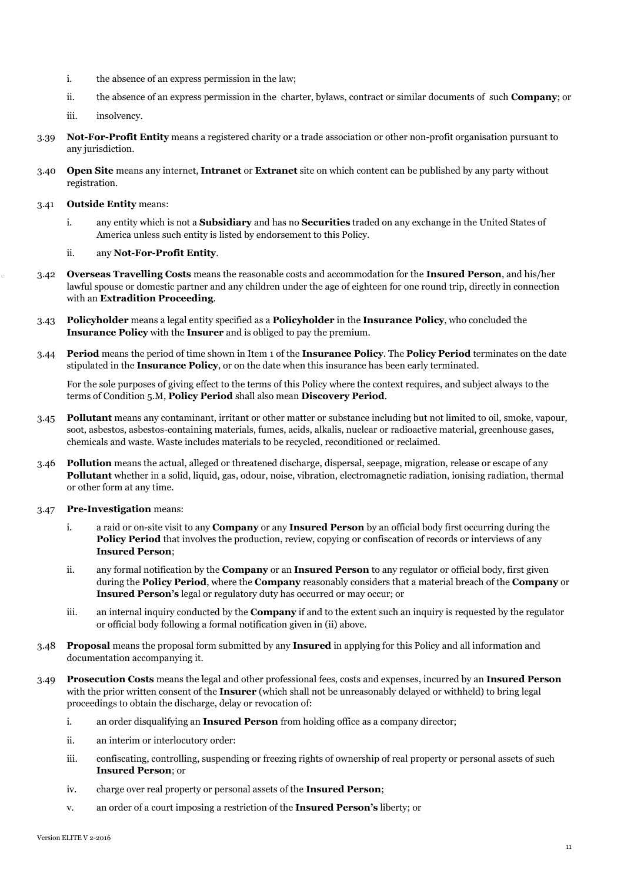i. the absence of an express permission in the law;

ii. the absence of an express permission in the charter, bylaws, contract or similar documents of such **Company**; or

iii. insolvency.

3.39 **Not-For-Profit Entity** means a registered charity or a trade association or other non-profit organisation pursuant to any jurisdiction.

3.40 **Open Site** means any internet, **Intranet** or **Extranet** site on which content can be published by any party without registration.

3.41 **Outside Entity** means:

i. any entity which is not a **Subsidiary** and has no **Securities** traded on any exchange in the United States of America unless such entity is listed by endorsement to this Policy.

ii. any **Not-For-Profit Entity**.

3.42 **Overseas Travelling Costs** means the reasonable costs and accommodation for the **Insured Person**, and his/her lawful spouse or domestic partner and any children under the age of eighteen for one round trip, directly in connection with an **Extradition Proceeding**.

3.43 **Policyholder** means a legal entity specified as a **Policyholder** in the **Insurance Policy**, who concluded the **Insurance Policy** with the **Insurer** and is obliged to pay the premium.

3.44 **Period** means the period of time shown in Item 1 of the **Insurance Policy**. The **Policy Period** terminates on the date stipulated in the **Insurance Policy**, or on the date when this insurance has been early terminated.

For the sole purposes of giving effect to the terms of this Policy where the context requires, and subject always to the terms of Condition 5.M, **Policy Period** shall also mean **Discovery Period**.

3.45 **Pollutant** means any contaminant, irritant or other matter or substance including but not limited to oil, smoke, vapour, soot, asbestos, asbestos-containing materials, fumes, acids, alkalis, nuclear or radioactive material, greenhouse gases, chemicals and waste. Waste includes materials to be recycled, reconditioned or reclaimed.

3.46 **Pollution** means the actual, alleged or threatened discharge, dispersal, seepage, migration, release or escape of any **Pollutant** whether in a solid, liquid, gas, odour, noise, vibration, electromagnetic radiation, ionising radiation, thermal or other form at any time.

3.47 **Pre-Investigation** means:

i. a raid or on-site visit to any **Company** or any **Insured Person** by an official body first occurring during the **Policy Period** that involves the production, review, copying or confiscation of records or interviews of any **Insured Person**;

ii. any formal notification by the **Company** or an **Insured Person** to any regulator or official body, first given during the **Policy Period**, where the **Company** reasonably considers that a material breach of the **Company** or **Insured Person's** legal or regulatory duty has occurred or may occur; or

iii. an internal inquiry conducted by the **Company** if and to the extent such an inquiry is requested by the regulator or official body following a formal notification given in (ii) above.

3.48 **Proposal** means the proposal form submitted by any **Insured** in applying for this Policy and all information and documentation accompanying it.

3.49 **Prosecution Costs** means the legal and other professional fees, costs and expenses, incurred by an **Insured Person** with the prior written consent of the **Insurer** (which shall not be unreasonably delayed or withheld) to bring legal proceedings to obtain the discharge, delay or revocation of:

i. an order disqualifying an **Insured Person** from holding office as a company director;

ii. an interim or interlocutory order:

iii. confiscating, controlling, suspending or freezing rights of ownership of real property or personal assets of such **Insured Person**; or

iv. charge over real property or personal assets of the **Insured Person**;

v. an order of a court imposing a restriction of the **Insured Person's** liberty; or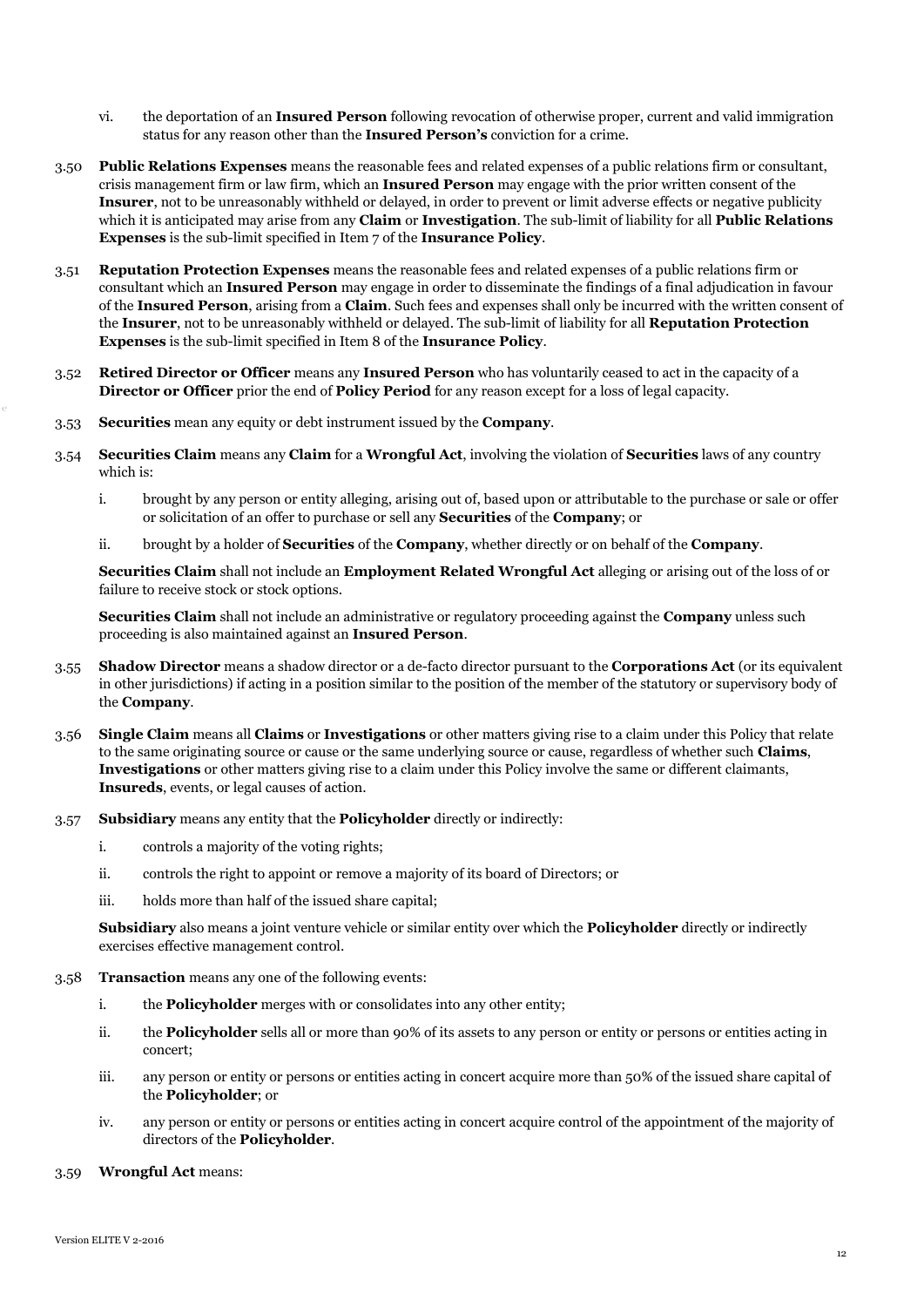vi. the deportation of an **Insured Person** following revocation of otherwise proper, current and valid immigration status for any reason other than the **Insured Person's** conviction for a crime.

3.50 **Public Relations Expenses** means the reasonable fees and related expenses of a public relations firm or consultant, crisis management firm or law firm, which an **Insured Person** may engage with the prior written consent of the **Insurer**, not to be unreasonably withheld or delayed, in order to prevent or limit adverse effects or negative publicity which it is anticipated may arise from any **Claim** or **Investigation**. The sub-limit of liability for all **Public Relations Expenses** is the sub-limit specified in Item 7 of the **Insurance Policy**.

3.51 **Reputation Protection Expenses** means the reasonable fees and related expenses of a public relations firm or consultant which an **Insured Person** may engage in order to disseminate the findings of a final adjudication in favour of the **Insured Person**, arising from a **Claim**. Such fees and expenses shall only be incurred with the written consent of the **Insurer**, not to be unreasonably withheld or delayed. The sub-limit of liability for all **Reputation Protection Expenses** is the sub-limit specified in Item 8 of the **Insurance Policy**.

3.52 **Retired Director or Officer** means any **Insured Person** who has voluntarily ceased to act in the capacity of a **Director or Officer** prior the end of **Policy Period** for any reason except for a loss of legal capacity.

3.53 **Securities** mean any equity or debt instrument issued by the **Company**.

3.54 **Securities Claim** means any **Claim** for a **Wrongful Act**, involving the violation of **Securities** laws of any country which is:

i. brought by any person or entity alleging, arising out of, based upon or attributable to the purchase or sale or offer or solicitation of an offer to purchase or sell any **Securities** of the **Company**; or

ii. brought by a holder of **Securities** of the **Company**, whether directly or on behalf of the **Company**.

**Securities Claim** shall not include an **Employment Related Wrongful Act** alleging or arising out of the loss of or failure to receive stock or stock options.

**Securities Claim** shall not include an administrative or regulatory proceeding against the **Company** unless such proceeding is also maintained against an **Insured Person**.

3.55 **Shadow Director** means a shadow director or a de-facto director pursuant to the **Corporations Act** (or its equivalent in other jurisdictions) if acting in a position similar to the position of the member of the statutory or supervisory body of the **Company**.

3.56 **Single Claim** means all **Claims** or **Investigations** or other matters giving rise to a claim under this Policy that relate to the same originating source or cause or the same underlying source or cause, regardless of whether such **Claims**, **Investigations** or other matters giving rise to a claim under this Policy involve the same or different claimants, **Insureds**, events, or legal causes of action.

3.57 **Subsidiary** means any entity that the **Policyholder** directly or indirectly:

i. controls a majority of the voting rights;

ii. controls the right to appoint or remove a majority of its board of Directors; or

iii. holds more than half of the issued share capital;

**Subsidiary** also means a joint venture vehicle or similar entity over which the **Policyholder** directly or indirectly exercises effective management control.

3.58 **Transaction** means any one of the following events:

i. the **Policyholder** merges with or consolidates into any other entity;

ii. the **Policyholder** sells all or more than 90% of its assets to any person or entity or persons or entities acting in concert;

iii. any person or entity or persons or entities acting in concert acquire more than 50% of the issued share capital of the **Policyholder**; or

iv. any person or entity or persons or entities acting in concert acquire control of the appointment of the majority of directors of the **Policyholder**.

3.59 **Wrongful Act** means: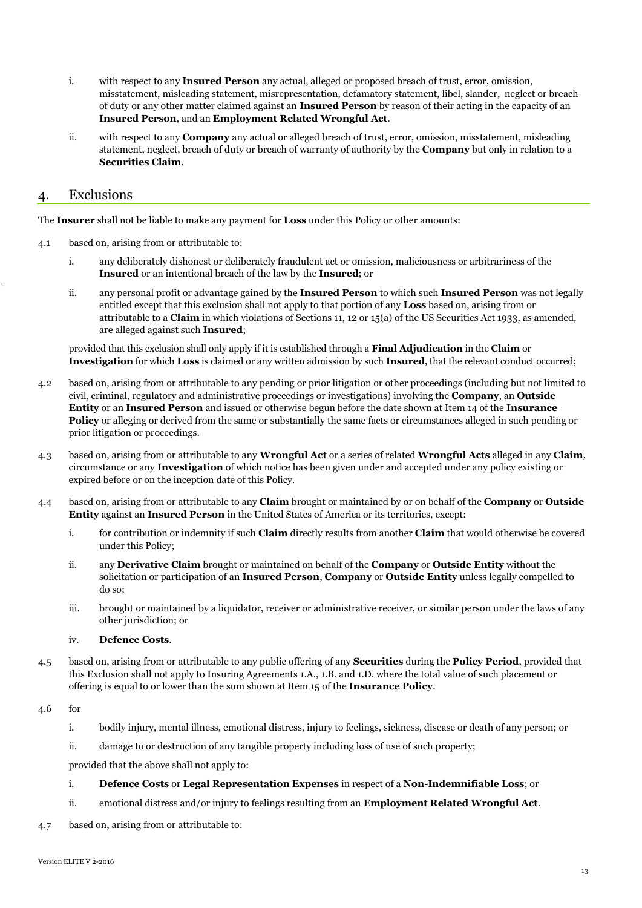i. with respect to any **Insured Person** any actual, alleged or proposed breach of trust, error, omission, misstatement, misleading statement, misrepresentation, defamatory statement, libel, slander, neglect or breach of duty or any other matter claimed against an **Insured Person** by reason of their acting in the capacity of an **Insured Person**, and an **Employment Related Wrongful Act**.

ii. with respect to any **Company** any actual or alleged breach of trust, error, omission, misstatement, misleading statement, neglect, breach of duty or breach of warranty of authority by the **Company** but only in relation to a **Securities Claim**.

## 4. Exclusions

The **Insurer** shall not be liable to make any payment for **Loss** under this Policy or other amounts:

4.1 based on, arising from or attributable to:

i. any deliberately dishonest or deliberately fraudulent act or omission, maliciousness or arbitrariness of the **Insured** or an intentional breach of the law by the **Insured**; or

ii. any personal profit or advantage gained by the **Insured Person** to which such **Insured Person** was not legally entitled except that this exclusion shall not apply to that portion of any **Loss** based on, arising from or attributable to a **Claim** in which violations of Sections 11, 12 or 15(a) of the US Securities Act 1933, as amended, are alleged against such **Insured**;

provided that this exclusion shall only apply if it is established through a **Final Adjudication** in the **Claim** or **Investigation** for which **Loss** is claimed or any written admission by such **Insured**, that the relevant conduct occurred;

4.2 based on, arising from or attributable to any pending or prior litigation or other proceedings (including but not limited to civil, criminal, regulatory and administrative proceedings or investigations) involving the **Company**, an **Outside Entity** or an **Insured Person** and issued or otherwise begun before the date shown at Item 14 of the **Insurance Policy** or alleging or derived from the same or substantially the same facts or circumstances alleged in such pending or prior litigation or proceedings.

4.3 based on, arising from or attributable to any **Wrongful Act** or a series of related **Wrongful Acts** alleged in any **Claim**, circumstance or any **Investigation** of which notice has been given under and accepted under any policy existing or expired before or on the inception date of this Policy.

4.4 based on, arising from or attributable to any **Claim** brought or maintained by or on behalf of the **Company** or **Outside Entity** against an **Insured Person** in the United States of America or its territories, except:

i. for contribution or indemnity if such **Claim** directly results from another **Claim** that would otherwise be covered under this Policy;

ii. any **Derivative Claim** brought or maintained on behalf of the **Company** or **Outside Entity** without the solicitation or participation of an **Insured Person**, **Company** or **Outside Entity** unless legally compelled to do so;

iii. brought or maintained by a liquidator, receiver or administrative receiver, or similar person under the laws of any other jurisdiction; or

iv. **Defence Costs**.

4.5 based on, arising from or attributable to any public offering of any **Securities** during the **Policy Period**, provided that this Exclusion shall not apply to Insuring Agreements 1.A., 1.B. and 1.D. where the total value of such placement or offering is equal to or lower than the sum shown at Item 15 of the **Insurance Policy**.

4.6 for

i. bodily injury, mental illness, emotional distress, injury to feelings, sickness, disease or death of any person; or

ii. damage to or destruction of any tangible property including loss of use of such property;

provided that the above shall not apply to:

i. **Defence Costs** or **Legal Representation Expenses** in respect of a **Non-Indemnifiable Loss**; or

ii. emotional distress and/or injury to feelings resulting from an **Employment Related Wrongful Act**.

4.7 based on, arising from or attributable to: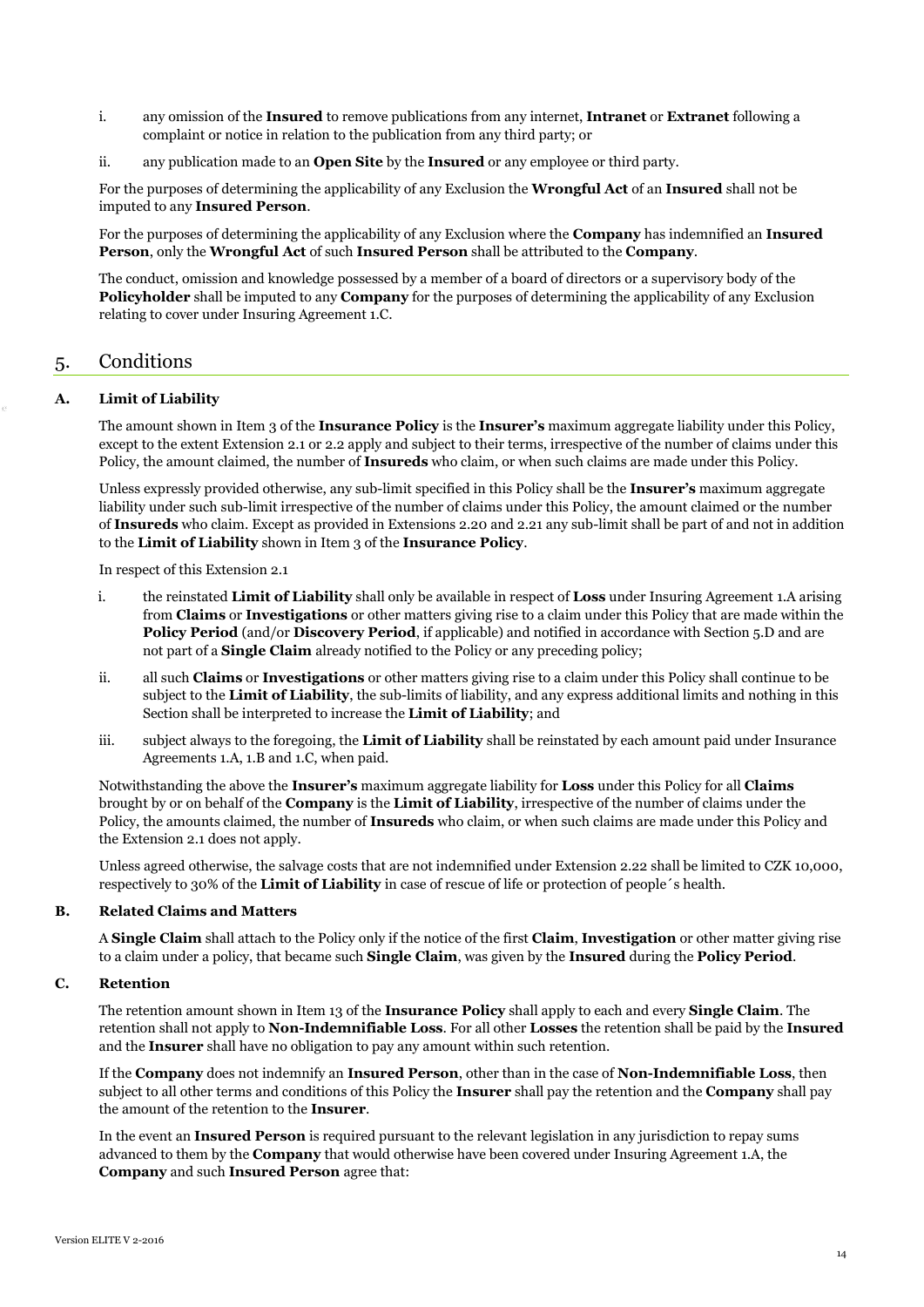i. any omission of the **Insured** to remove publications from any internet, **Intranet** or **Extranet** following a complaint or notice in relation to the publication from any third party; or

ii. any publication made to an **Open Site** by the **Insured** or any employee or third party.

For the purposes of determining the applicability of any Exclusion the **Wrongful Act** of an **Insured** shall not be imputed to any **Insured Person**.

For the purposes of determining the applicability of any Exclusion where the **Company** has indemnified an **Insured Person**, only the **Wrongful Act** of such **Insured Person** shall be attributed to the **Company**.

The conduct, omission and knowledge possessed by a member of a board of directors or a supervisory body of the **Policyholder** shall be imputed to any **Company** for the purposes of determining the applicability of any Exclusion relating to cover under Insuring Agreement 1.C.

## 5. Conditions

### A. Limit of Liability

The amount shown in Item 3 of the **Insurance Policy** is the **Insurer's** maximum aggregate liability under this Policy, except to the extent Extension 2.1 or 2.2 apply and subject to their terms, irrespective of the number of claims under this Policy, the amount claimed, the number of **Insureds** who claim, or when such claims are made under this Policy.

Unless expressly provided otherwise, any sub-limit specified in this Policy shall be the **Insurer's** maximum aggregate liability under such sub-limit irrespective of the number of claims under this Policy, the amount claimed or the number of **Insureds** who claim. Except as provided in Extensions 2.20 and 2.21 any sub-limit shall be part of and not in addition to the **Limit of Liability** shown in Item 3 of the **Insurance Policy**.

In respect of this Extension 2.1

i. the reinstated **Limit of Liability** shall only be available in respect of **Loss** under Insuring Agreement 1.A arising from **Claims** or **Investigations** or other matters giving rise to a claim under this Policy that are made within the **Policy Period** (and/or **Discovery Period**, if applicable) and notified in accordance with Section 5.D and are not part of a **Single Claim** already notified to the Policy or any preceding policy;

ii. all such **Claims** or **Investigations** or other matters giving rise to a claim under this Policy shall continue to be subject to the **Limit of Liability**, the sub-limits of liability, and any express additional limits and nothing in this Section shall be interpreted to increase the **Limit of Liability**; and

iii. subject always to the foregoing, the **Limit of Liability** shall be reinstated by each amount paid under Insurance Agreements 1.A, 1.B and 1.C, when paid.

Notwithstanding the above the **Insurer's** maximum aggregate liability for **Loss** under this Policy for all **Claims** brought by or on behalf of the **Company** is the **Limit of Liability**, irrespective of the number of claims under the Policy, the amounts claimed, the number of **Insureds** who claim, or when such claims are made under this Policy and the Extension 2.1 does not apply.

Unless agreed otherwise, the salvage costs that are not indemnified under Extension 2.22 shall be limited to CZK 10,000, respectively to 30% of the **Limit of Liability** in case of rescue of life or protection of people´s health.

### B. Related Claims and Matters

A **Single Claim** shall attach to the Policy only if the notice of the first **Claim**, **Investigation** or other matter giving rise to a claim under a policy, that became such **Single Claim**, was given by the **Insured** during the **Policy Period**.

### C. Retention

The retention amount shown in Item 13 of the **Insurance Policy** shall apply to each and every **Single Claim**. The retention shall not apply to **Non-Indemnifiable Loss**. For all other **Losses** the retention shall be paid by the **Insured** and the **Insurer** shall have no obligation to pay any amount within such retention.

If the **Company** does not indemnify an **Insured Person**, other than in the case of **Non-Indemnifiable Loss**, then subject to all other terms and conditions of this Policy the **Insurer** shall pay the retention and the **Company** shall pay the amount of the retention to the **Insurer**.

In the event an **Insured Person** is required pursuant to the relevant legislation in any jurisdiction to repay sums advanced to them by the **Company** that would otherwise have been covered under Insuring Agreement 1.A, the **Company** and such **Insured Person** agree that: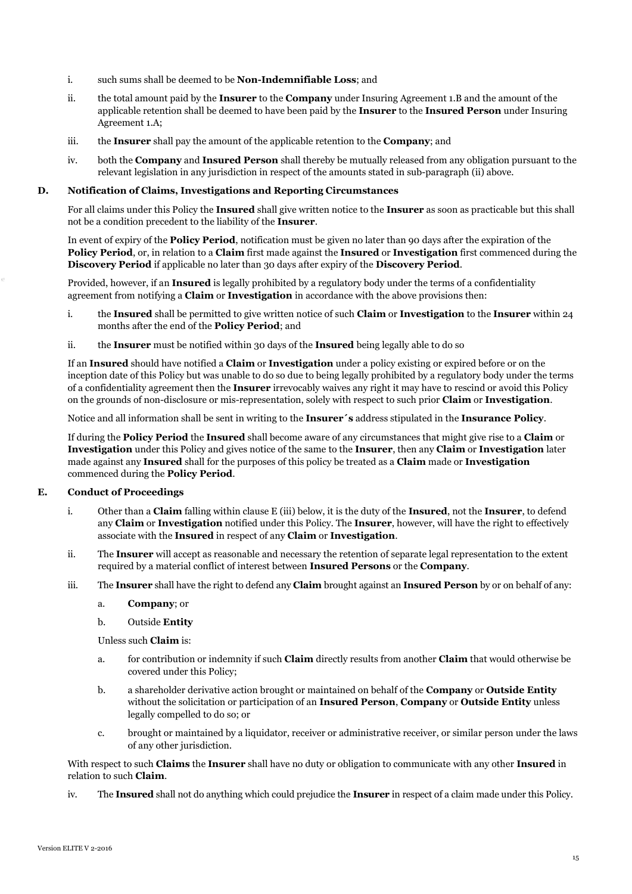i. such sums shall be deemed to be **Non-Indemnifiable Loss**; and

ii. the total amount paid by the **Insurer** to the **Company** under Insuring Agreement 1.B and the amount of the applicable retention shall be deemed to have been paid by the **Insurer** to the **Insured Person** under Insuring Agreement 1.A;

iii. the **Insurer** shall pay the amount of the applicable retention to the **Company**; and

iv. both the **Company** and **Insured Person** shall thereby be mutually released from any obligation pursuant to the relevant legislation in any jurisdiction in respect of the amounts stated in sub-paragraph (ii) above.

### D. Notification of Claims, Investigations and Reporting Circumstances

For all claims under this Policy the **Insured** shall give written notice to the **Insurer** as soon as practicable but this shall not be a condition precedent to the liability of the **Insurer**.

In event of expiry of the **Policy Period**, notification must be given no later than 90 days after the expiration of the **Policy Period**, or, in relation to a **Claim** first made against the **Insured** or **Investigation** first commenced during the **Discovery Period** if applicable no later than 30 days after expiry of the **Discovery Period**.

Provided, however, if an **Insured** is legally prohibited by a regulatory body under the terms of a confidentiality agreement from notifying a **Claim** or **Investigation** in accordance with the above provisions then:

i. the **Insured** shall be permitted to give written notice of such **Claim** or **Investigation** to the **Insurer** within 24 months after the end of the **Policy Period**; and

ii. the **Insurer** must be notified within 30 days of the **Insured** being legally able to do so

If an **Insured** should have notified a **Claim** or **Investigation** under a policy existing or expired before or on the inception date of this Policy but was unable to do so due to being legally prohibited by a regulatory body under the terms of a confidentiality agreement then the **Insurer** irrevocably waives any right it may have to rescind or avoid this Policy on the grounds of non-disclosure or mis-representation, solely with respect to such prior **Claim** or **Investigation**.

Notice and all information shall be sent in writing to the **Insurer´s** address stipulated in the **Insurance Policy**.

If during the **Policy Period** the **Insured** shall become aware of any circumstances that might give rise to a **Claim** or **Investigation** under this Policy and gives notice of the same to the **Insurer**, then any **Claim** or **Investigation** later made against any **Insured** shall for the purposes of this policy be treated as a **Claim** made or **Investigation** commenced during the **Policy Period**.

### E. Conduct of Proceedings

i. Other than a **Claim** falling within clause E (iii) below, it is the duty of the **Insured**, not the **Insurer**, to defend any **Claim** or **Investigation** notified under this Policy. The **Insurer**, however, will have the right to effectively associate with the **Insured** in respect of any **Claim** or **Investigation**.

ii. The **Insurer** will accept as reasonable and necessary the retention of separate legal representation to the extent required by a material conflict of interest between **Insured Persons** or the **Company**.

iii. The **Insurer** shall have the right to defend any **Claim** brought against an **Insured Person** by or on behalf of any:

   a. **Company**; or

   b. Outside **Entity**

   Unless such **Claim** is:

   a. for contribution or indemnity if such **Claim** directly results from another **Claim** that would otherwise be covered under this Policy;

   b. a shareholder derivative action brought or maintained on behalf of the **Company** or **Outside Entity** without the solicitation or participation of an **Insured Person**, **Company** or **Outside Entity** unless legally compelled to do so; or

   c. brought or maintained by a liquidator, receiver or administrative receiver, or similar person under the laws of any other jurisdiction.

With respect to such **Claims** the **Insurer** shall have no duty or obligation to communicate with any other **Insured** in relation to such **Claim**.

iv. The **Insured** shall not do anything which could prejudice the **Insurer** in respect of a claim made under this Policy.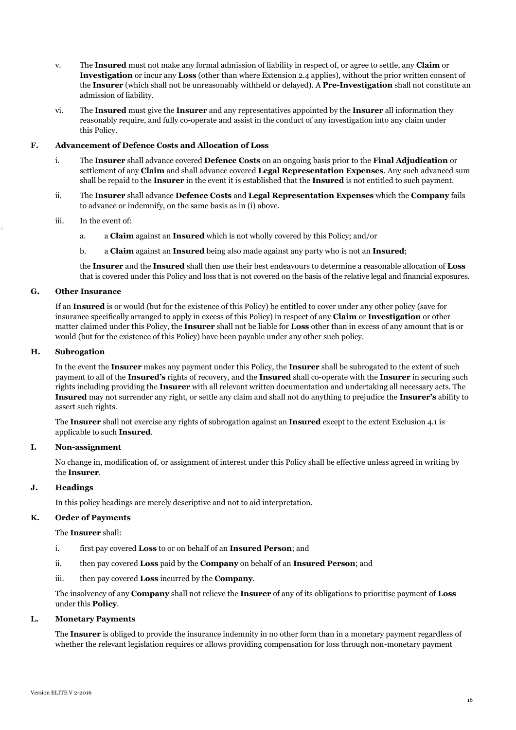v. The **Insured** must not make any formal admission of liability in respect of, or agree to settle, any **Claim** or **Investigation** or incur any **Loss** (other than where Extension 2.4 applies), without the prior written consent of the **Insurer** (which shall not be unreasonably withheld or delayed). A **Pre-Investigation** shall not constitute an admission of liability.

vi. The **Insured** must give the **Insurer** and any representatives appointed by the **Insurer** all information they reasonably require, and fully co-operate and assist in the conduct of any investigation into any claim under this Policy.

### F. Advancement of Defence Costs and Allocation of Loss

i. The **Insurer** shall advance covered **Defence Costs** on an ongoing basis prior to the **Final Adjudication** or settlement of any **Claim** and shall advance covered **Legal Representation Expenses**. Any such advanced sum shall be repaid to the **Insurer** in the event it is established that the **Insured** is not entitled to such payment.

ii. The **Insurer** shall advance **Defence Costs** and **Legal Representation Expenses** which the **Company** fails to advance or indemnify, on the same basis as in (i) above.

iii. In the event of:

a. a **Claim** against an **Insured** which is not wholly covered by this Policy; and/or

b. a **Claim** against an **Insured** being also made against any party who is not an **Insured**;

the **Insurer** and the **Insured** shall then use their best endeavours to determine a reasonable allocation of **Loss** that is covered under this Policy and loss that is not covered on the basis of the relative legal and financial exposures.

### G. Other Insurance

If an **Insured** is or would (but for the existence of this Policy) be entitled to cover under any other policy (save for insurance specifically arranged to apply in excess of this Policy) in respect of any **Claim** or **Investigation** or other matter claimed under this Policy, the **Insurer** shall not be liable for **Loss** other than in excess of any amount that is or would (but for the existence of this Policy) have been payable under any other such policy.

### H. Subrogation

In the event the **Insurer** makes any payment under this Policy, the **Insurer** shall be subrogated to the extent of such payment to all of the **Insured's** rights of recovery, and the **Insured** shall co-operate with the **Insurer** in securing such rights including providing the **Insurer** with all relevant written documentation and undertaking all necessary acts. The **Insured** may not surrender any right, or settle any claim and shall not do anything to prejudice the **Insurer's** ability to assert such rights.

The **Insurer** shall not exercise any rights of subrogation against an **Insured** except to the extent Exclusion 4.1 is applicable to such **Insured**.

### I. Non-assignment

No change in, modification of, or assignment of interest under this Policy shall be effective unless agreed in writing by the **Insurer**.

### J. Headings

In this policy headings are merely descriptive and not to aid interpretation.

### K. Order of Payments

The **Insurer** shall:

i. first pay covered **Loss** to or on behalf of an **Insured Person**; and

ii. then pay covered **Loss** paid by the **Company** on behalf of an **Insured Person**; and

iii. then pay covered **Loss** incurred by the **Company**.

The insolvency of any **Company** shall not relieve the **Insurer** of any of its obligations to prioritise payment of **Loss** under this **Policy**.

### L. Monetary Payments

The **Insurer** is obliged to provide the insurance indemnity in no other form than in a monetary payment regardless of whether the relevant legislation requires or allows providing compensation for loss through non-monetary payment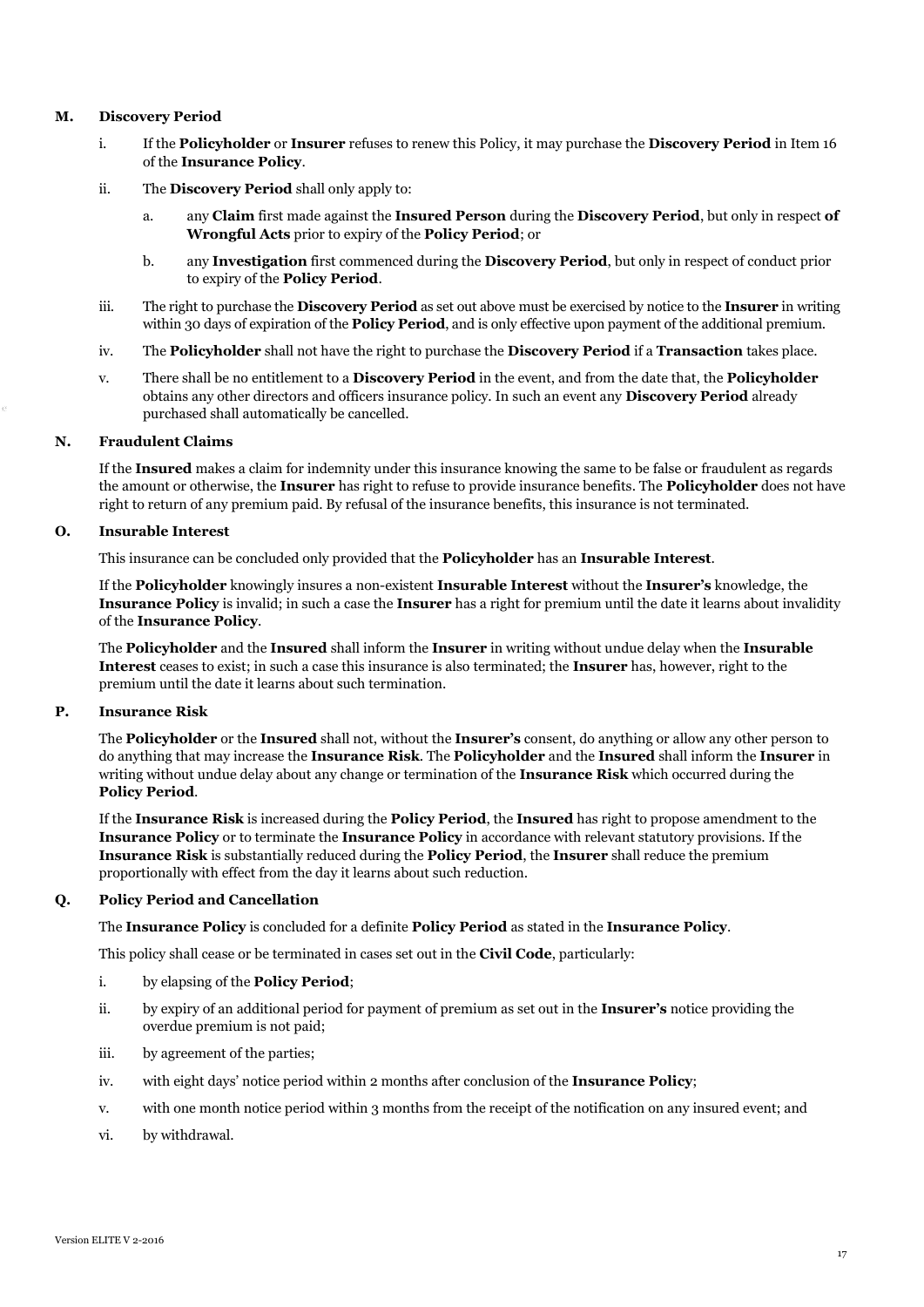## M. Discovery Period

i. If the **Policyholder** or **Insurer** refuses to renew this Policy, it may purchase the **Discovery Period** in Item 16 of the **Insurance Policy**.

ii. The **Discovery Period** shall only apply to:

a. any **Claim** first made against the **Insured Person** during the **Discovery Period**, but only in respect **of Wrongful Acts** prior to expiry of the **Policy Period**; or

b. any **Investigation** first commenced during the **Discovery Period**, but only in respect of conduct prior to expiry of the **Policy Period**.

iii. The right to purchase the **Discovery Period** as set out above must be exercised by notice to the **Insurer** in writing within 30 days of expiration of the **Policy Period**, and is only effective upon payment of the additional premium.

iv. The **Policyholder** shall not have the right to purchase the **Discovery Period** if a **Transaction** takes place.

v. There shall be no entitlement to a **Discovery Period** in the event, and from the date that, the **Policyholder** obtains any other directors and officers insurance policy. In such an event any **Discovery Period** already purchased shall automatically be cancelled.

## N. Fraudulent Claims

If the **Insured** makes a claim for indemnity under this insurance knowing the same to be false or fraudulent as regards the amount or otherwise, the **Insurer** has right to refuse to provide insurance benefits. The **Policyholder** does not have right to return of any premium paid. By refusal of the insurance benefits, this insurance is not terminated.

## O. Insurable Interest

This insurance can be concluded only provided that the **Policyholder** has an **Insurable Interest**.

If the **Policyholder** knowingly insures a non-existent **Insurable Interest** without the **Insurer's** knowledge, the **Insurance Policy** is invalid; in such a case the **Insurer** has a right for premium until the date it learns about invalidity of the **Insurance Policy**.

The **Policyholder** and the **Insured** shall inform the **Insurer** in writing without undue delay when the **Insurable Interest** ceases to exist; in such a case this insurance is also terminated; the **Insurer** has, however, right to the premium until the date it learns about such termination.

## P. Insurance Risk

The **Policyholder** or the **Insured** shall not, without the **Insurer's** consent, do anything or allow any other person to do anything that may increase the **Insurance Risk**. The **Policyholder** and the **Insured** shall inform the **Insurer** in writing without undue delay about any change or termination of the **Insurance Risk** which occurred during the **Policy Period**.

If the **Insurance Risk** is increased during the **Policy Period**, the **Insured** has right to propose amendment to the **Insurance Policy** or to terminate the **Insurance Policy** in accordance with relevant statutory provisions. If the **Insurance Risk** is substantially reduced during the **Policy Period**, the **Insurer** shall reduce the premium proportionally with effect from the day it learns about such reduction.

## Q. Policy Period and Cancellation

The **Insurance Policy** is concluded for a definite **Policy Period** as stated in the **Insurance Policy**.

This policy shall cease or be terminated in cases set out in the **Civil Code**, particularly:

i. by elapsing of the **Policy Period**;

ii. by expiry of an additional period for payment of premium as set out in the **Insurer's** notice providing the overdue premium is not paid;

iii. by agreement of the parties;

iv. with eight days' notice period within 2 months after conclusion of the **Insurance Policy**;

v. with one month notice period within 3 months from the receipt of the notification on any insured event; and

vi. by withdrawal.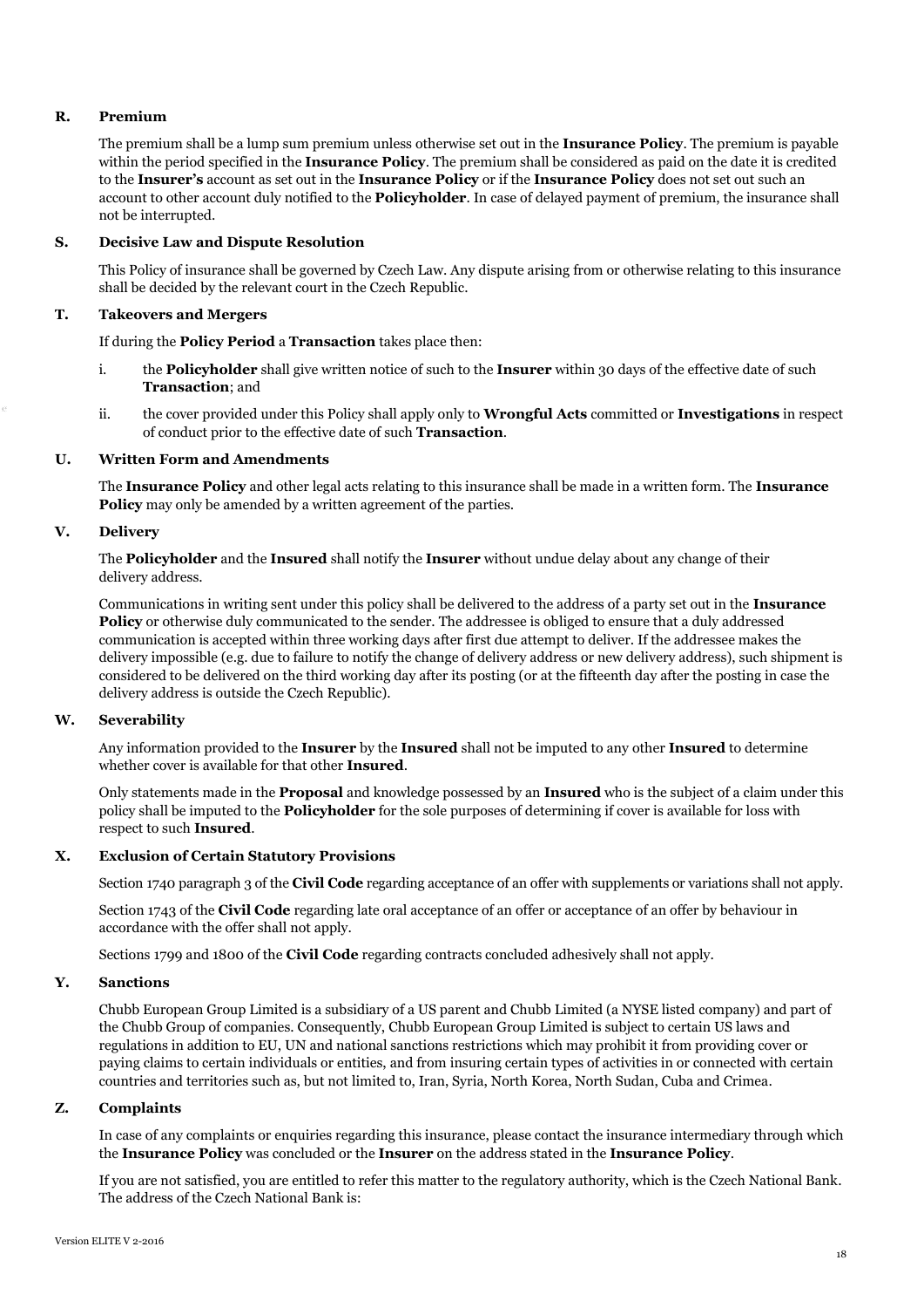### R. Premium

The premium shall be a lump sum premium unless otherwise set out in the **Insurance Policy**. The premium is payable within the period specified in the **Insurance Policy**. The premium shall be considered as paid on the date it is credited to the **Insurer's** account as set out in the **Insurance Policy** or if the **Insurance Policy** does not set out such an account to other account duly notified to the **Policyholder**. In case of delayed payment of premium, the insurance shall not be interrupted.

### S. Decisive Law and Dispute Resolution

This Policy of insurance shall be governed by Czech Law. Any dispute arising from or otherwise relating to this insurance shall be decided by the relevant court in the Czech Republic.

### T. Takeovers and Mergers

If during the **Policy Period** a **Transaction** takes place then:

i. the **Policyholder** shall give written notice of such to the **Insurer** within 30 days of the effective date of such **Transaction**; and

ii. the cover provided under this Policy shall apply only to **Wrongful Acts** committed or **Investigations** in respect of conduct prior to the effective date of such **Transaction**.

### U. Written Form and Amendments

The **Insurance Policy** and other legal acts relating to this insurance shall be made in a written form. The **Insurance Policy** may only be amended by a written agreement of the parties.

### V. Delivery

The **Policyholder** and the **Insured** shall notify the **Insurer** without undue delay about any change of their delivery address.

Communications in writing sent under this policy shall be delivered to the address of a party set out in the **Insurance Policy** or otherwise duly communicated to the sender. The addressee is obliged to ensure that a duly addressed communication is accepted within three working days after first due attempt to deliver. If the addressee makes the delivery impossible (e.g. due to failure to notify the change of delivery address or new delivery address), such shipment is considered to be delivered on the third working day after its posting (or at the fifteenth day after the posting in case the delivery address is outside the Czech Republic).

### W. Severability

Any information provided to the **Insurer** by the **Insured** shall not be imputed to any other **Insured** to determine whether cover is available for that other **Insured**.

Only statements made in the **Proposal** and knowledge possessed by an **Insured** who is the subject of a claim under this policy shall be imputed to the **Policyholder** for the sole purposes of determining if cover is available for loss with respect to such **Insured**.

### X. Exclusion of Certain Statutory Provisions

Section 1740 paragraph 3 of the **Civil Code** regarding acceptance of an offer with supplements or variations shall not apply.

Section 1743 of the **Civil Code** regarding late oral acceptance of an offer or acceptance of an offer by behaviour in accordance with the offer shall not apply.

Sections 1799 and 1800 of the **Civil Code** regarding contracts concluded adhesively shall not apply.

### Y. Sanctions

Chubb European Group Limited is a subsidiary of a US parent and Chubb Limited (a NYSE listed company) and part of the Chubb Group of companies. Consequently, Chubb European Group Limited is subject to certain US laws and regulations in addition to EU, UN and national sanctions restrictions which may prohibit it from providing cover or paying claims to certain individuals or entities, and from insuring certain types of activities in or connected with certain countries and territories such as, but not limited to, Iran, Syria, North Korea, North Sudan, Cuba and Crimea.

### Z. Complaints

In case of any complaints or enquiries regarding this insurance, please contact the insurance intermediary through which the **Insurance Policy** was concluded or the **Insurer** on the address stated in the **Insurance Policy**.

If you are not satisfied, you are entitled to refer this matter to the regulatory authority, which is the Czech National Bank. The address of the Czech National Bank is: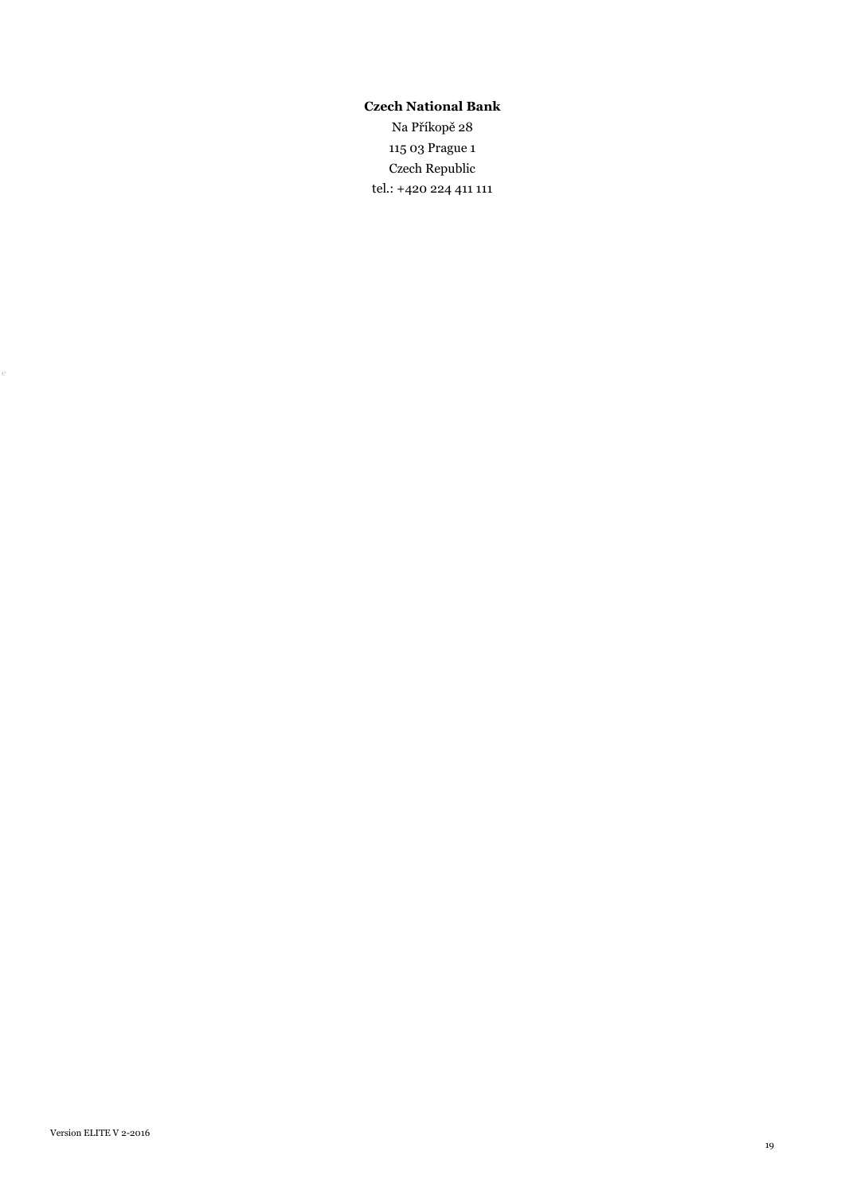**Czech National Bank**

Na Příkopě 28

115 03 Prague 1

Czech Republic

tel.: +420 224 411 111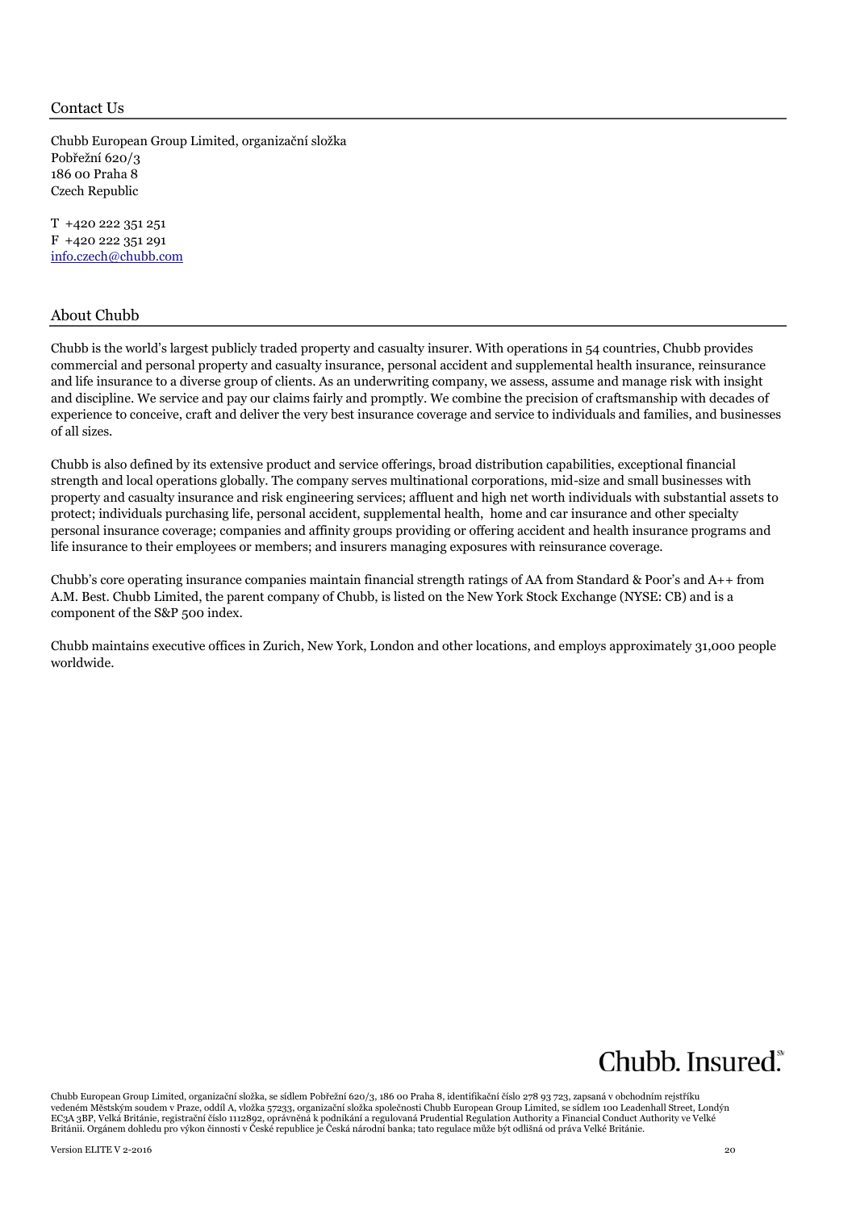## Contact Us

Chubb European Group Limited, organizační složka
Pobřežní 620/3
186 00 Praha 8
Czech Republic

T +420 222 351 251
F +420 222 351 291
info.czech@chubb.com

## About Chubb

Chubb is the world's largest publicly traded property and casualty insurer. With operations in 54 countries, Chubb provides commercial and personal property and casualty insurance, personal accident and supplemental health insurance, reinsurance and life insurance to a diverse group of clients. As an underwriting company, we assess, assume and manage risk with insight and discipline. We service and pay our claims fairly and promptly. We combine the precision of craftsmanship with decades of experience to conceive, craft and deliver the very best insurance coverage and service to individuals and families, and businesses of all sizes.

Chubb is also defined by its extensive product and service offerings, broad distribution capabilities, exceptional financial strength and local operations globally. The company serves multinational corporations, mid-size and small businesses with property and casualty insurance and risk engineering services; affluent and high net worth individuals with substantial assets to protect; individuals purchasing life, personal accident, supplemental health, home and car insurance and other specialty personal insurance coverage; companies and affinity groups providing or offering accident and health insurance programs and life insurance to their employees or members; and insurers managing exposures with reinsurance coverage.

Chubb's core operating insurance companies maintain financial strength ratings of AA from Standard & Poor's and A++ from A.M. Best. Chubb Limited, the parent company of Chubb, is listed on the New York Stock Exchange (NYSE: CB) and is a component of the S&P 500 index.

Chubb maintains executive offices in Zurich, New York, London and other locations, and employs approximately 31,000 people worldwide.

Chubb. Insured.℠

Chubb European Group Limited, organizační složka, se sídlem Pobřežní 620/3, 186 00 Praha 8, identifikační číslo 278 93 723, zapsaná v obchodním rejstříku vedeném Městským soudem v Praze, oddíl A, vložka 57233, organizační složka společnosti Chubb European Group Limited, se sídlem 100 Leadenhall Street, Londýn EC3A 3BP, Velká Británie, registrační číslo 1112892, oprávněná k podnikání a regulovaná Prudential Regulation Authority a Financial Conduct Authority ve Velké Británii. Orgánem dohledu pro výkon činnosti v České republice je Česká národní banka; tato regulace může být odlišná od práva Velké Británie.

Version ELITE V 2-2016